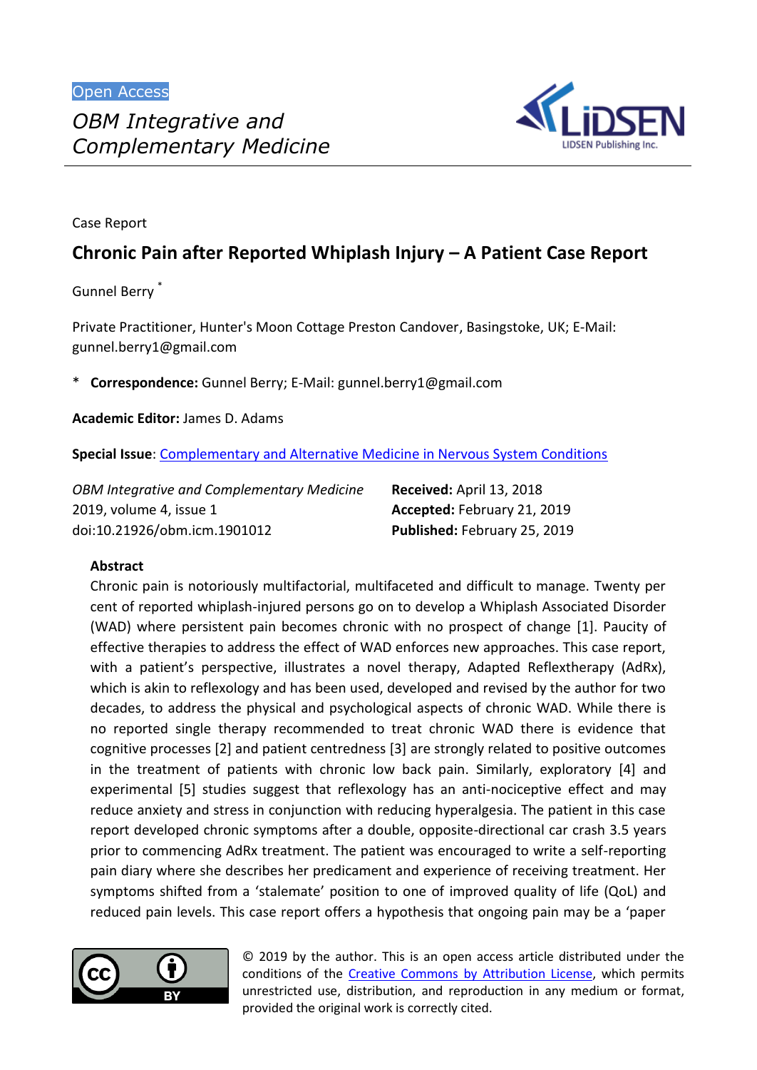Open Access

*OBM Integrative and Complementary Medicine*

Case Report

# Chronic Pain after Reported Whiplash Injury – A Patient Case Report

Gunnel Berry *

Private Practitioner, Hunter's Moon Cottage Preston Candover, Basingstoke, UK; E-Mail: gunnel.berry1@gmail.com

\* **Correspondence:** Gunnel Berry; E-Mail: gunnel.berry1@gmail.com

**Academic Editor:** James D. Adams

**Special Issue**: Complementary and Alternative Medicine in Nervous System Conditions

*OBM Integrative and Complementary Medicine*
2019, volume 4, issue 1
doi:10.21926/obm.icm.1901012

**Received:** April 13, 2018
**Accepted:** February 21, 2019
**Published:** February 25, 2019

## Abstract

Chronic pain is notoriously multifactorial, multifaceted and difficult to manage. Twenty per cent of reported whiplash-injured persons go on to develop a Whiplash Associated Disorder (WAD) where persistent pain becomes chronic with no prospect of change [1]. Paucity of effective therapies to address the effect of WAD enforces new approaches. This case report, with a patient's perspective, illustrates a novel therapy, Adapted Reflextherapy (AdRx), which is akin to reflexology and has been used, developed and revised by the author for two decades, to address the physical and psychological aspects of chronic WAD. While there is no reported single therapy recommended to treat chronic WAD there is evidence that cognitive processes [2] and patient centredness [3] are strongly related to positive outcomes in the treatment of patients with chronic low back pain. Similarly, exploratory [4] and experimental [5] studies suggest that reflexology has an anti-nociceptive effect and may reduce anxiety and stress in conjunction with reducing hyperalgesia. The patient in this case report developed chronic symptoms after a double, opposite-directional car crash 3.5 years prior to commencing AdRx treatment. The patient was encouraged to write a self-reporting pain diary where she describes her predicament and experience of receiving treatment. Her symptoms shifted from a 'stalemate' position to one of improved quality of life (QoL) and reduced pain levels. This case report offers a hypothesis that ongoing pain may be a 'paper

© 2019 by the author. This is an open access article distributed under the conditions of the Creative Commons by Attribution License, which permits unrestricted use, distribution, and reproduction in any medium or format, provided the original work is correctly cited.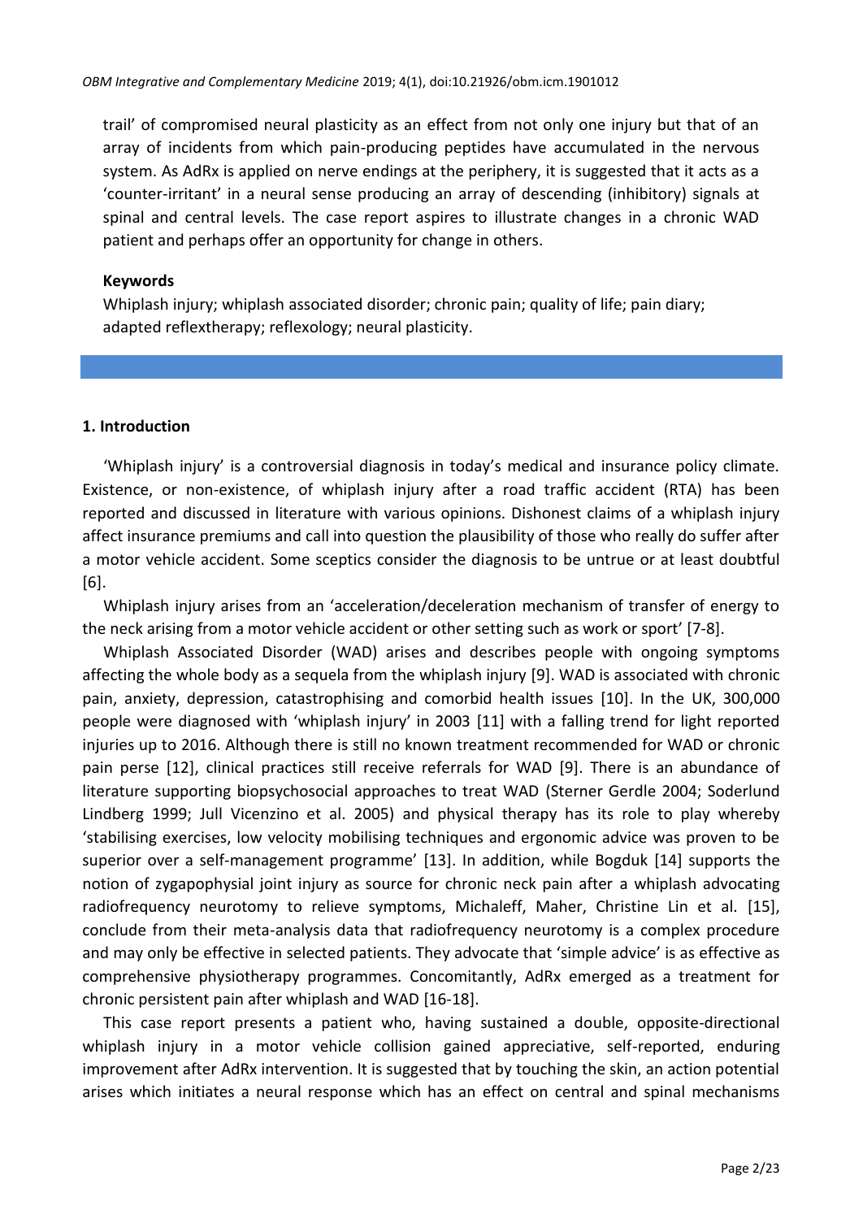trail' of compromised neural plasticity as an effect from not only one injury but that of an array of incidents from which pain-producing peptides have accumulated in the nervous system. As AdRx is applied on nerve endings at the periphery, it is suggested that it acts as a 'counter-irritant' in a neural sense producing an array of descending (inhibitory) signals at spinal and central levels. The case report aspires to illustrate changes in a chronic WAD patient and perhaps offer an opportunity for change in others.

**Keywords**

Whiplash injury; whiplash associated disorder; chronic pain; quality of life; pain diary; adapted reflextherapy; reflexology; neural plasticity.

## 1. Introduction

'Whiplash injury' is a controversial diagnosis in today's medical and insurance policy climate. Existence, or non-existence, of whiplash injury after a road traffic accident (RTA) has been reported and discussed in literature with various opinions. Dishonest claims of a whiplash injury affect insurance premiums and call into question the plausibility of those who really do suffer after a motor vehicle accident. Some sceptics consider the diagnosis to be untrue or at least doubtful [6].

Whiplash injury arises from an 'acceleration/deceleration mechanism of transfer of energy to the neck arising from a motor vehicle accident or other setting such as work or sport' [7-8].

Whiplash Associated Disorder (WAD) arises and describes people with ongoing symptoms affecting the whole body as a sequela from the whiplash injury [9]. WAD is associated with chronic pain, anxiety, depression, catastrophising and comorbid health issues [10]. In the UK, 300,000 people were diagnosed with 'whiplash injury' in 2003 [11] with a falling trend for light reported injuries up to 2016. Although there is still no known treatment recommended for WAD or chronic pain perse [12], clinical practices still receive referrals for WAD [9]. There is an abundance of literature supporting biopsychosocial approaches to treat WAD (Sterner Gerdle 2004; Soderlund Lindberg 1999; Jull Vicenzino et al. 2005) and physical therapy has its role to play whereby 'stabilising exercises, low velocity mobilising techniques and ergonomic advice was proven to be superior over a self-management programme' [13]. In addition, while Bogduk [14] supports the notion of zygapophysial joint injury as source for chronic neck pain after a whiplash advocating radiofrequency neurotomy to relieve symptoms, Michaleff, Maher, Christine Lin et al. [15], conclude from their meta-analysis data that radiofrequency neurotomy is a complex procedure and may only be effective in selected patients. They advocate that 'simple advice' is as effective as comprehensive physiotherapy programmes. Concomitantly, AdRx emerged as a treatment for chronic persistent pain after whiplash and WAD [16-18].

This case report presents a patient who, having sustained a double, opposite-directional whiplash injury in a motor vehicle collision gained appreciative, self-reported, enduring improvement after AdRx intervention. It is suggested that by touching the skin, an action potential arises which initiates a neural response which has an effect on central and spinal mechanisms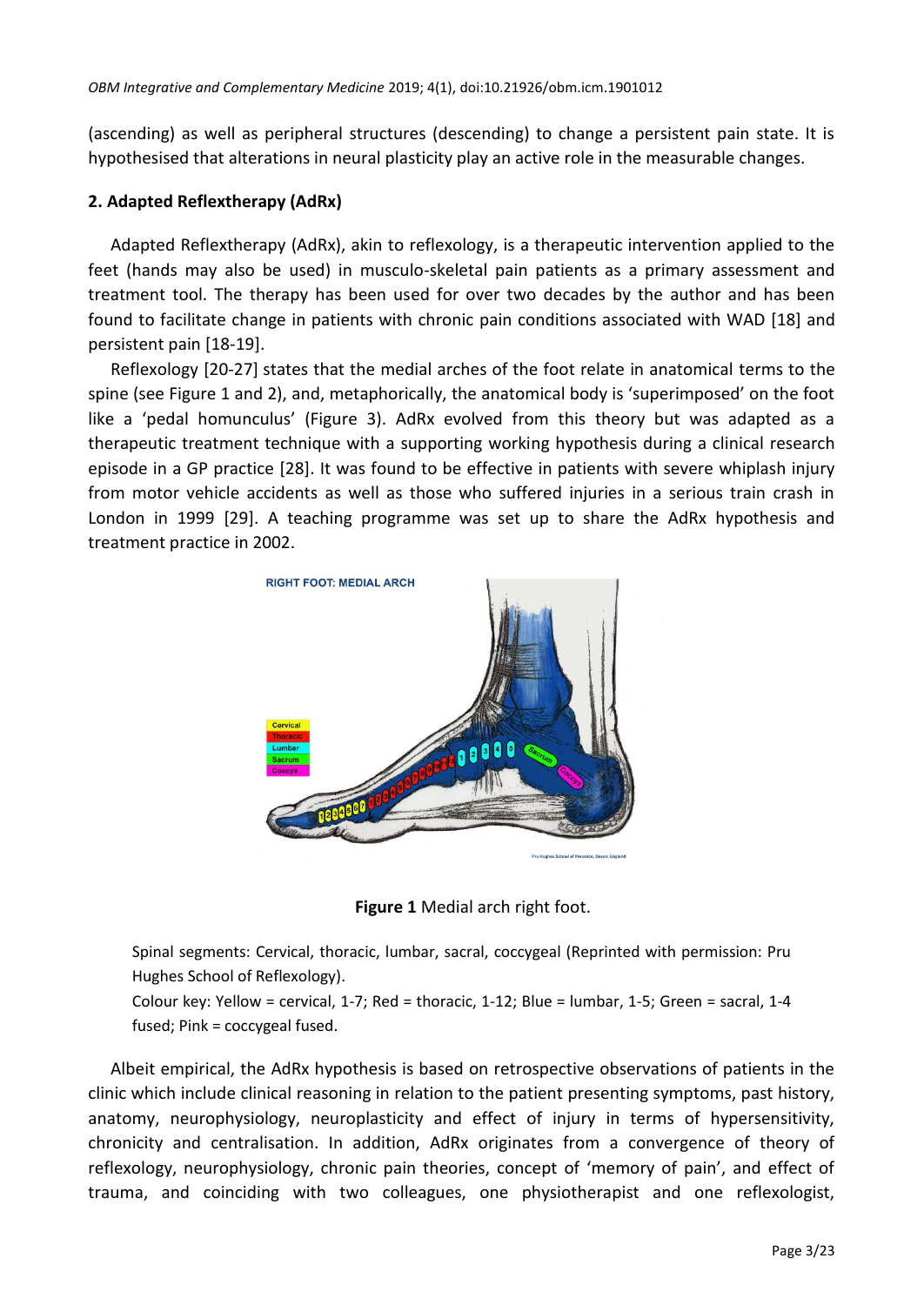(ascending) as well as peripheral structures (descending) to change a persistent pain state. It is hypothesised that alterations in neural plasticity play an active role in the measurable changes.

## 2. Adapted Reflextherapy (AdRx)

Adapted Reflextherapy (AdRx), akin to reflexology, is a therapeutic intervention applied to the feet (hands may also be used) in musculo-skeletal pain patients as a primary assessment and treatment tool. The therapy has been used for over two decades by the author and has been found to facilitate change in patients with chronic pain conditions associated with WAD [18] and persistent pain [18-19].

Reflexology [20-27] states that the medial arches of the foot relate in anatomical terms to the spine (see Figure 1 and 2), and, metaphorically, the anatomical body is 'superimposed' on the foot like a 'pedal homunculus' (Figure 3). AdRx evolved from this theory but was adapted as a therapeutic treatment technique with a supporting working hypothesis during a clinical research episode in a GP practice [28]. It was found to be effective in patients with severe whiplash injury from motor vehicle accidents as well as those who suffered injuries in a serious train crash in London in 1999 [29]. A teaching programme was set up to share the AdRx hypothesis and treatment practice in 2002.

**Figure 1** Medial arch right foot.

Spinal segments: Cervical, thoracic, lumbar, sacral, coccygeal (Reprinted with permission: Pru Hughes School of Reflexology).

Colour key: Yellow = cervical, 1-7; Red = thoracic, 1-12; Blue = lumbar, 1-5; Green = sacral, 1-4 fused; Pink = coccygeal fused.

Albeit empirical, the AdRx hypothesis is based on retrospective observations of patients in the clinic which include clinical reasoning in relation to the patient presenting symptoms, past history, anatomy, neurophysiology, neuroplasticity and effect of injury in terms of hypersensitivity, chronicity and centralisation. In addition, AdRx originates from a convergence of theory of reflexology, neurophysiology, chronic pain theories, concept of 'memory of pain', and effect of trauma, and coinciding with two colleagues, one physiotherapist and one reflexologist,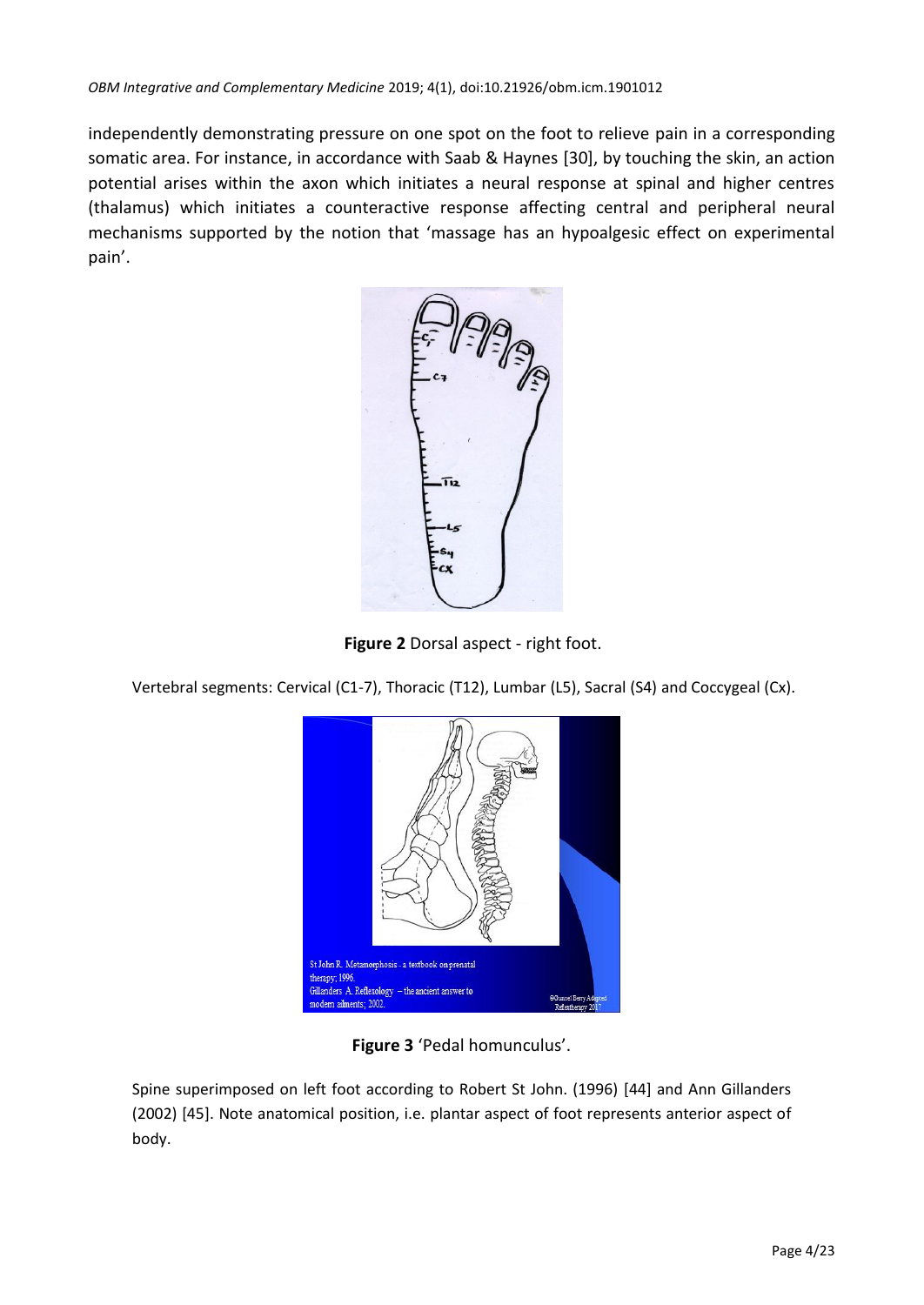independently demonstrating pressure on one spot on the foot to relieve pain in a corresponding somatic area. For instance, in accordance with Saab & Haynes [30], by touching the skin, an action potential arises within the axon which initiates a neural response at spinal and higher centres (thalamus) which initiates a counteractive response affecting central and peripheral neural mechanisms supported by the notion that 'massage has an hypoalgesic effect on experimental pain'.

**Figure 2** Dorsal aspect - right foot.

Vertebral segments: Cervical (C1-7), Thoracic (T12), Lumbar (L5), Sacral (S4) and Coccygeal (Cx).

**Figure 3** 'Pedal homunculus'.

Spine superimposed on left foot according to Robert St John. (1996) [44] and Ann Gillanders (2002) [45]. Note anatomical position, i.e. plantar aspect of foot represents anterior aspect of body.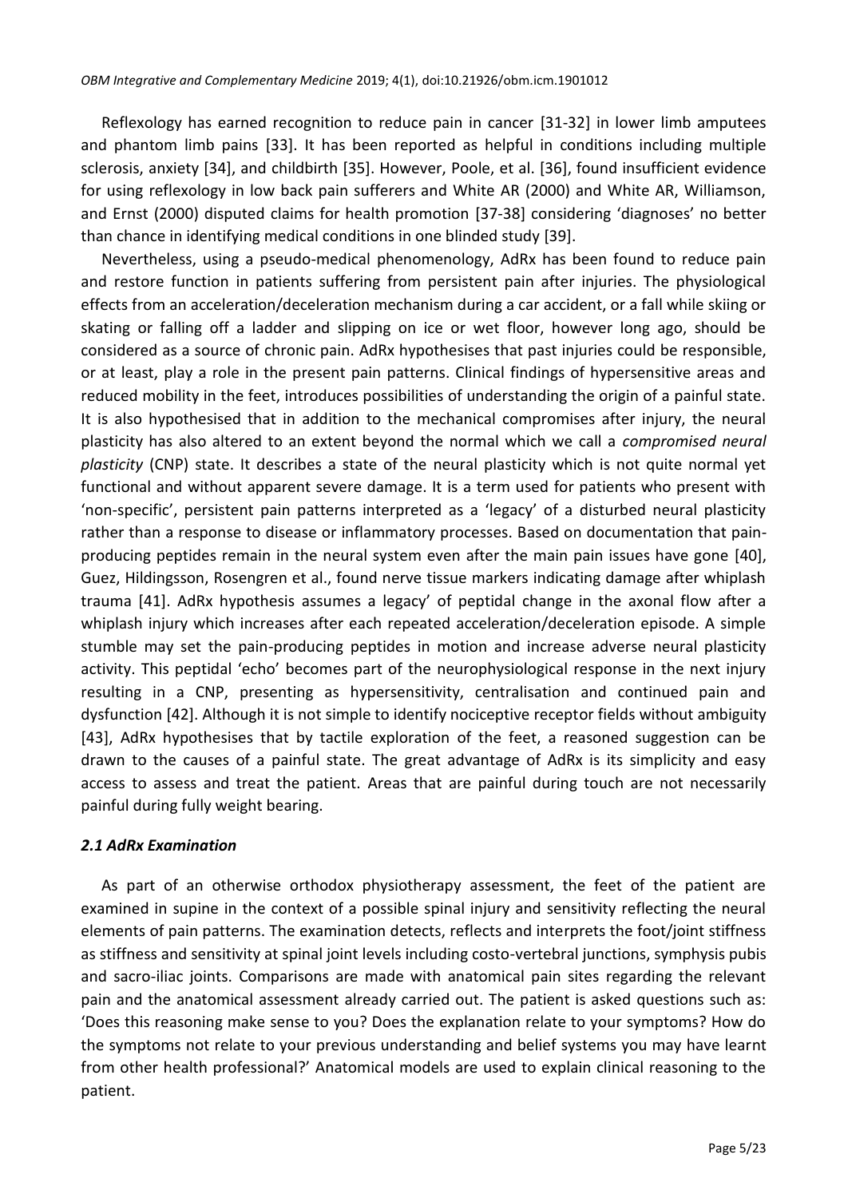Reflexology has earned recognition to reduce pain in cancer [31-32] in lower limb amputees and phantom limb pains [33]. It has been reported as helpful in conditions including multiple sclerosis, anxiety [34], and childbirth [35]. However, Poole, et al. [36], found insufficient evidence for using reflexology in low back pain sufferers and White AR (2000) and White AR, Williamson, and Ernst (2000) disputed claims for health promotion [37-38] considering 'diagnoses' no better than chance in identifying medical conditions in one blinded study [39].

Nevertheless, using a pseudo-medical phenomenology, AdRx has been found to reduce pain and restore function in patients suffering from persistent pain after injuries. The physiological effects from an acceleration/deceleration mechanism during a car accident, or a fall while skiing or skating or falling off a ladder and slipping on ice or wet floor, however long ago, should be considered as a source of chronic pain. AdRx hypothesises that past injuries could be responsible, or at least, play a role in the present pain patterns. Clinical findings of hypersensitive areas and reduced mobility in the feet, introduces possibilities of understanding the origin of a painful state. It is also hypothesised that in addition to the mechanical compromises after injury, the neural plasticity has also altered to an extent beyond the normal which we call a *compromised neural plasticity* (CNP) state. It describes a state of the neural plasticity which is not quite normal yet functional and without apparent severe damage. It is a term used for patients who present with 'non-specific', persistent pain patterns interpreted as a 'legacy' of a disturbed neural plasticity rather than a response to disease or inflammatory processes. Based on documentation that pain-producing peptides remain in the neural system even after the main pain issues have gone [40], Guez, Hildingsson, Rosengren et al., found nerve tissue markers indicating damage after whiplash trauma [41]. AdRx hypothesis assumes a legacy' of peptidal change in the axonal flow after a whiplash injury which increases after each repeated acceleration/deceleration episode. A simple stumble may set the pain-producing peptides in motion and increase adverse neural plasticity activity. This peptidal 'echo' becomes part of the neurophysiological response in the next injury resulting in a CNP, presenting as hypersensitivity, centralisation and continued pain and dysfunction [42]. Although it is not simple to identify nociceptive receptor fields without ambiguity [43], AdRx hypothesises that by tactile exploration of the feet, a reasoned suggestion can be drawn to the causes of a painful state. The great advantage of AdRx is its simplicity and easy access to assess and treat the patient. Areas that are painful during touch are not necessarily painful during fully weight bearing.

### *2.1 AdRx Examination*

As part of an otherwise orthodox physiotherapy assessment, the feet of the patient are examined in supine in the context of a possible spinal injury and sensitivity reflecting the neural elements of pain patterns. The examination detects, reflects and interprets the foot/joint stiffness as stiffness and sensitivity at spinal joint levels including costo-vertebral junctions, symphysis pubis and sacro-iliac joints. Comparisons are made with anatomical pain sites regarding the relevant pain and the anatomical assessment already carried out. The patient is asked questions such as: 'Does this reasoning make sense to you? Does the explanation relate to your symptoms? How do the symptoms not relate to your previous understanding and belief systems you may have learnt from other health professional?' Anatomical models are used to explain clinical reasoning to the patient.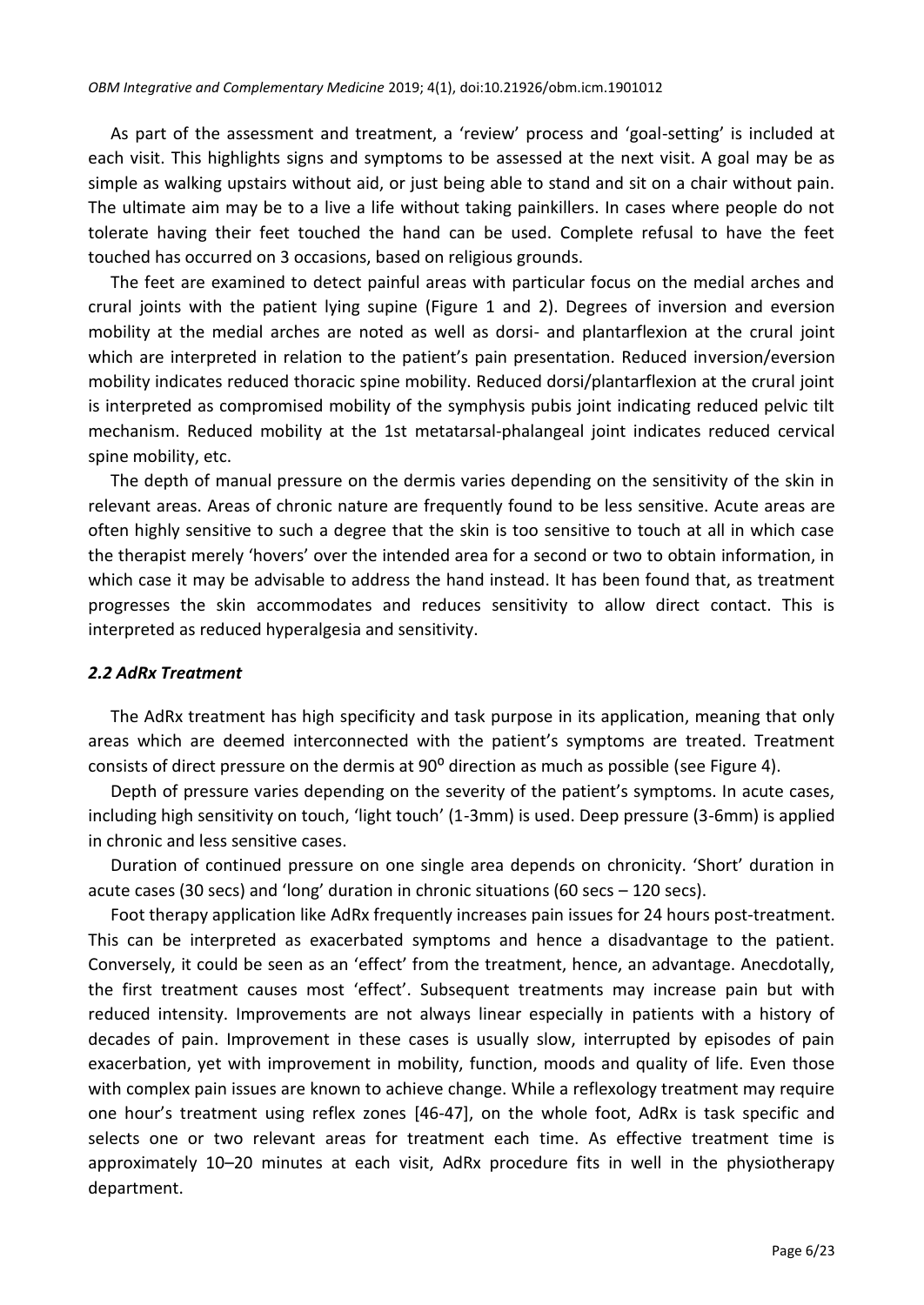As part of the assessment and treatment, a 'review' process and 'goal-setting' is included at each visit. This highlights signs and symptoms to be assessed at the next visit. A goal may be as simple as walking upstairs without aid, or just being able to stand and sit on a chair without pain. The ultimate aim may be to a live a life without taking painkillers. In cases where people do not tolerate having their feet touched the hand can be used. Complete refusal to have the feet touched has occurred on 3 occasions, based on religious grounds.

The feet are examined to detect painful areas with particular focus on the medial arches and crural joints with the patient lying supine (Figure 1 and 2). Degrees of inversion and eversion mobility at the medial arches are noted as well as dorsi- and plantarflexion at the crural joint which are interpreted in relation to the patient's pain presentation. Reduced inversion/eversion mobility indicates reduced thoracic spine mobility. Reduced dorsi/plantarflexion at the crural joint is interpreted as compromised mobility of the symphysis pubis joint indicating reduced pelvic tilt mechanism. Reduced mobility at the 1st metatarsal-phalangeal joint indicates reduced cervical spine mobility, etc.

The depth of manual pressure on the dermis varies depending on the sensitivity of the skin in relevant areas. Areas of chronic nature are frequently found to be less sensitive. Acute areas are often highly sensitive to such a degree that the skin is too sensitive to touch at all in which case the therapist merely 'hovers' over the intended area for a second or two to obtain information, in which case it may be advisable to address the hand instead. It has been found that, as treatment progresses the skin accommodates and reduces sensitivity to allow direct contact. This is interpreted as reduced hyperalgesia and sensitivity.

### *2.2 AdRx Treatment*

The AdRx treatment has high specificity and task purpose in its application, meaning that only areas which are deemed interconnected with the patient's symptoms are treated. Treatment consists of direct pressure on the dermis at $90^{o}$ direction as much as possible (see Figure 4).

Depth of pressure varies depending on the severity of the patient's symptoms. In acute cases, including high sensitivity on touch, 'light touch' (1-3mm) is used. Deep pressure (3-6mm) is applied in chronic and less sensitive cases.

Duration of continued pressure on one single area depends on chronicity. 'Short' duration in acute cases (30 secs) and 'long' duration in chronic situations (60 secs – 120 secs).

Foot therapy application like AdRx frequently increases pain issues for 24 hours post-treatment. This can be interpreted as exacerbated symptoms and hence a disadvantage to the patient. Conversely, it could be seen as an 'effect' from the treatment, hence, an advantage. Anecdotally, the first treatment causes most 'effect'. Subsequent treatments may increase pain but with reduced intensity. Improvements are not always linear especially in patients with a history of decades of pain. Improvement in these cases is usually slow, interrupted by episodes of pain exacerbation, yet with improvement in mobility, function, moods and quality of life. Even those with complex pain issues are known to achieve change. While a reflexology treatment may require one hour's treatment using reflex zones [46-47], on the whole foot, AdRx is task specific and selects one or two relevant areas for treatment each time. As effective treatment time is approximately 10–20 minutes at each visit, AdRx procedure fits in well in the physiotherapy department.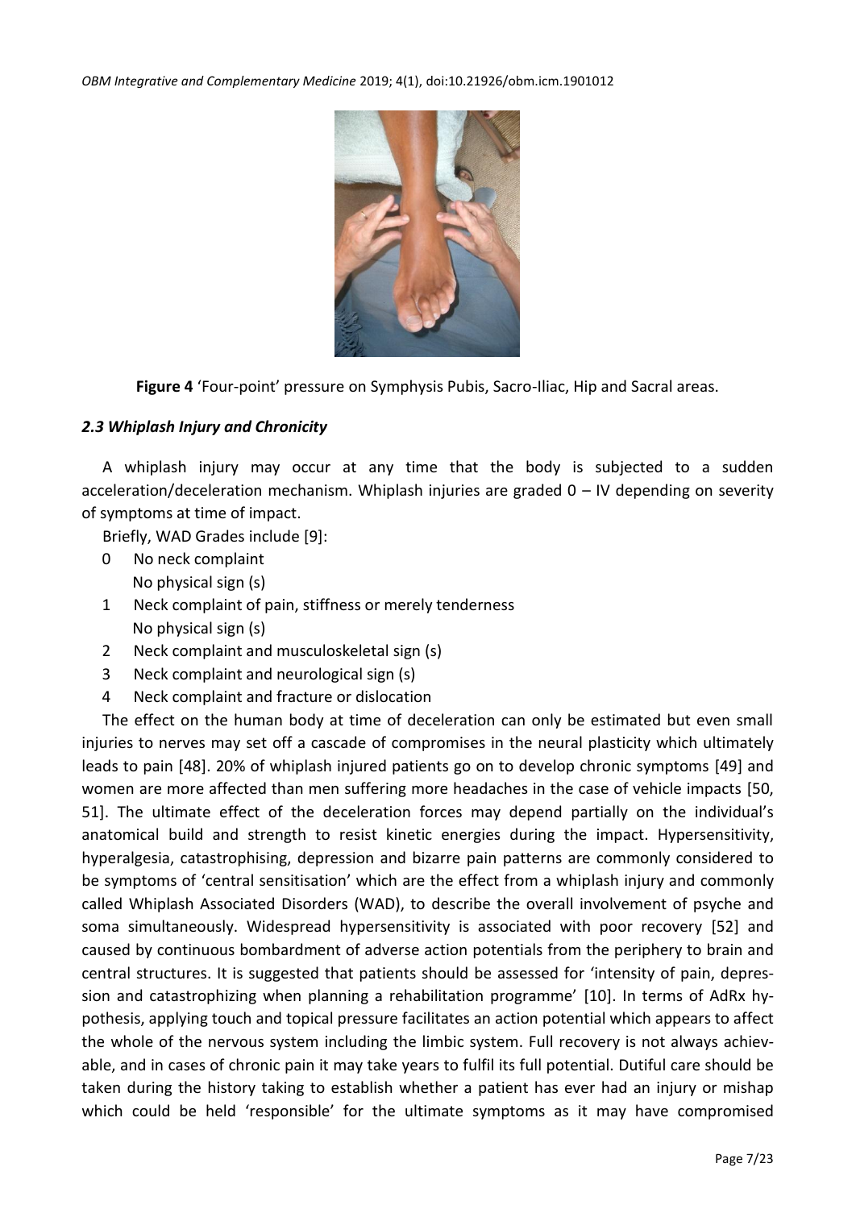**Figure 4** 'Four-point' pressure on Symphysis Pubis, Sacro-Iliac, Hip and Sacral areas.

### *2.3 Whiplash Injury and Chronicity*

A whiplash injury may occur at any time that the body is subjected to a sudden acceleration/deceleration mechanism. Whiplash injuries are graded 0 – IV depending on severity of symptoms at time of impact.

Briefly, WAD Grades include [9]:

0 No neck complaint
  No physical sign (s)

1 Neck complaint of pain, stiffness or merely tenderness
  No physical sign (s)

2 Neck complaint and musculoskeletal sign (s)

3 Neck complaint and neurological sign (s)

4 Neck complaint and fracture or dislocation

The effect on the human body at time of deceleration can only be estimated but even small injuries to nerves may set off a cascade of compromises in the neural plasticity which ultimately leads to pain [48]. 20% of whiplash injured patients go on to develop chronic symptoms [49] and women are more affected than men suffering more headaches in the case of vehicle impacts [50, 51]. The ultimate effect of the deceleration forces may depend partially on the individual's anatomical build and strength to resist kinetic energies during the impact. Hypersensitivity, hyperalgesia, catastrophising, depression and bizarre pain patterns are commonly considered to be symptoms of 'central sensitisation' which are the effect from a whiplash injury and commonly called Whiplash Associated Disorders (WAD), to describe the overall involvement of psyche and soma simultaneously. Widespread hypersensitivity is associated with poor recovery [52] and caused by continuous bombardment of adverse action potentials from the periphery to brain and central structures. It is suggested that patients should be assessed for 'intensity of pain, depression and catastrophizing when planning a rehabilitation programme' [10]. In terms of AdRx hypothesis, applying touch and topical pressure facilitates an action potential which appears to affect the whole of the nervous system including the limbic system. Full recovery is not always achievable, and in cases of chronic pain it may take years to fulfil its full potential. Dutiful care should be taken during the history taking to establish whether a patient has ever had an injury or mishap which could be held 'responsible' for the ultimate symptoms as it may have compromised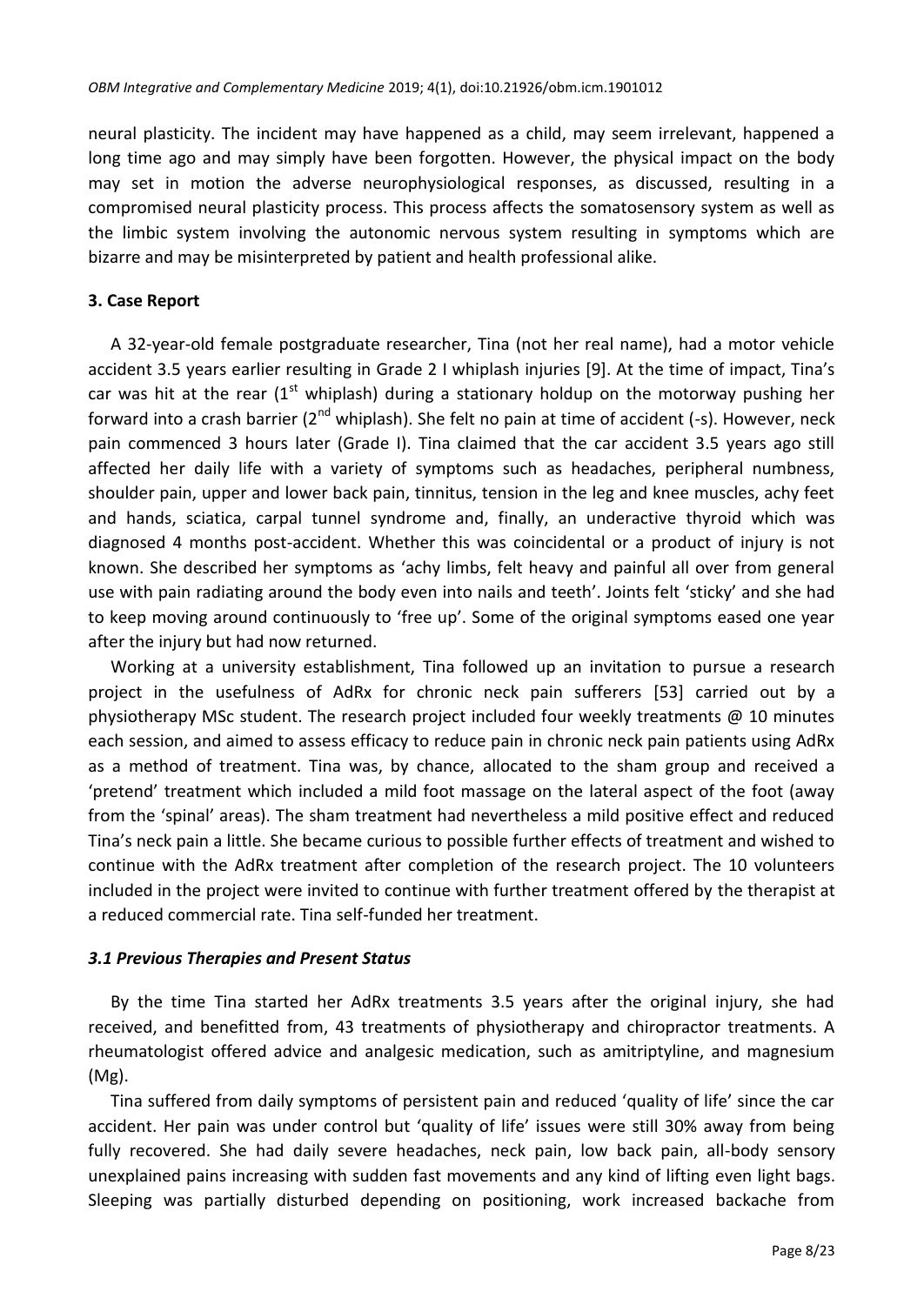neural plasticity. The incident may have happened as a child, may seem irrelevant, happened a long time ago and may simply have been forgotten. However, the physical impact on the body may set in motion the adverse neurophysiological responses, as discussed, resulting in a compromised neural plasticity process. This process affects the somatosensory system as well as the limbic system involving the autonomic nervous system resulting in symptoms which are bizarre and may be misinterpreted by patient and health professional alike.

## 3. Case Report

A 32-year-old female postgraduate researcher, Tina (not her real name), had a motor vehicle accident 3.5 years earlier resulting in Grade 2 I whiplash injuries [9]. At the time of impact, Tina's car was hit at the rear (1st whiplash) during a stationary holdup on the motorway pushing her forward into a crash barrier (2nd whiplash). She felt no pain at time of accident (-s). However, neck pain commenced 3 hours later (Grade I). Tina claimed that the car accident 3.5 years ago still affected her daily life with a variety of symptoms such as headaches, peripheral numbness, shoulder pain, upper and lower back pain, tinnitus, tension in the leg and knee muscles, achy feet and hands, sciatica, carpal tunnel syndrome and, finally, an underactive thyroid which was diagnosed 4 months post-accident. Whether this was coincidental or a product of injury is not known. She described her symptoms as 'achy limbs, felt heavy and painful all over from general use with pain radiating around the body even into nails and teeth'. Joints felt 'sticky' and she had to keep moving around continuously to 'free up'. Some of the original symptoms eased one year after the injury but had now returned.

Working at a university establishment, Tina followed up an invitation to pursue a research project in the usefulness of AdRx for chronic neck pain sufferers [53] carried out by a physiotherapy MSc student. The research project included four weekly treatments @ 10 minutes each session, and aimed to assess efficacy to reduce pain in chronic neck pain patients using AdRx as a method of treatment. Tina was, by chance, allocated to the sham group and received a 'pretend' treatment which included a mild foot massage on the lateral aspect of the foot (away from the 'spinal' areas). The sham treatment had nevertheless a mild positive effect and reduced Tina's neck pain a little. She became curious to possible further effects of treatment and wished to continue with the AdRx treatment after completion of the research project. The 10 volunteers included in the project were invited to continue with further treatment offered by the therapist at a reduced commercial rate. Tina self-funded her treatment.

### *3.1 Previous Therapies and Present Status*

By the time Tina started her AdRx treatments 3.5 years after the original injury, she had received, and benefitted from, 43 treatments of physiotherapy and chiropractor treatments. A rheumatologist offered advice and analgesic medication, such as amitriptyline, and magnesium (Mg).

Tina suffered from daily symptoms of persistent pain and reduced 'quality of life' since the car accident. Her pain was under control but 'quality of life' issues were still 30% away from being fully recovered. She had daily severe headaches, neck pain, low back pain, all-body sensory unexplained pains increasing with sudden fast movements and any kind of lifting even light bags. Sleeping was partially disturbed depending on positioning, work increased backache from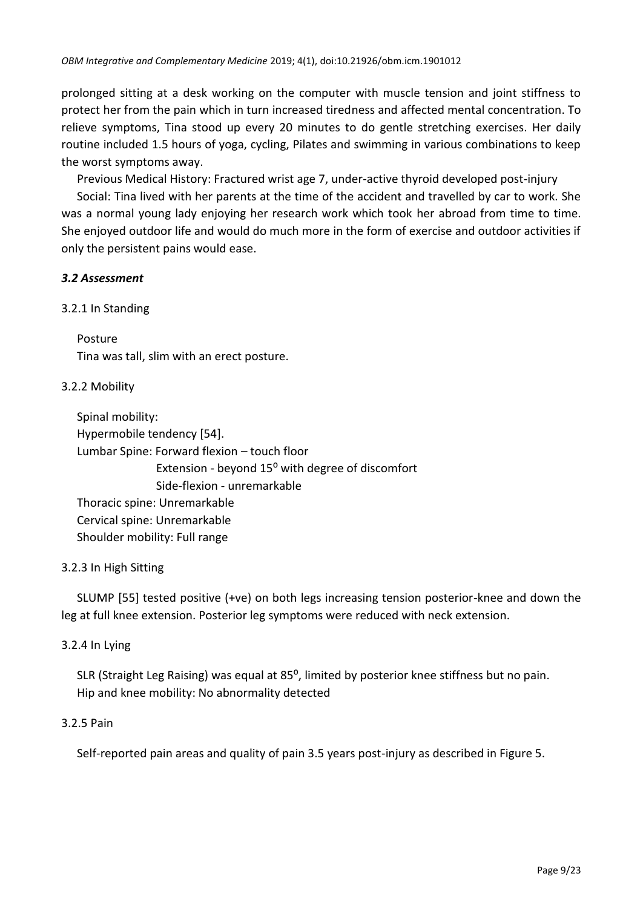prolonged sitting at a desk working on the computer with muscle tension and joint stiffness to protect her from the pain which in turn increased tiredness and affected mental concentration. To relieve symptoms, Tina stood up every 20 minutes to do gentle stretching exercises. Her daily routine included 1.5 hours of yoga, cycling, Pilates and swimming in various combinations to keep the worst symptoms away.

Previous Medical History: Fractured wrist age 7, under-active thyroid developed post-injury

Social: Tina lived with her parents at the time of the accident and travelled by car to work. She was a normal young lady enjoying her research work which took her abroad from time to time. She enjoyed outdoor life and would do much more in the form of exercise and outdoor activities if only the persistent pains would ease.

### *3.2 Assessment*

3.2.1 In Standing

Posture

Tina was tall, slim with an erect posture.

3.2.2 Mobility

Spinal mobility:

Hypermobile tendency [54].

Lumbar Spine: Forward flexion – touch floor

Extension - beyond 15$^{o}$ with degree of discomfort

Side-flexion - unremarkable

Thoracic spine: Unremarkable

Cervical spine: Unremarkable

Shoulder mobility: Full range

3.2.3 In High Sitting

SLUMP [55] tested positive (+ve) on both legs increasing tension posterior-knee and down the leg at full knee extension. Posterior leg symptoms were reduced with neck extension.

3.2.4 In Lying

SLR (Straight Leg Raising) was equal at 85$^{o}$, limited by posterior knee stiffness but no pain.

Hip and knee mobility: No abnormality detected

3.2.5 Pain

Self-reported pain areas and quality of pain 3.5 years post-injury as described in Figure 5.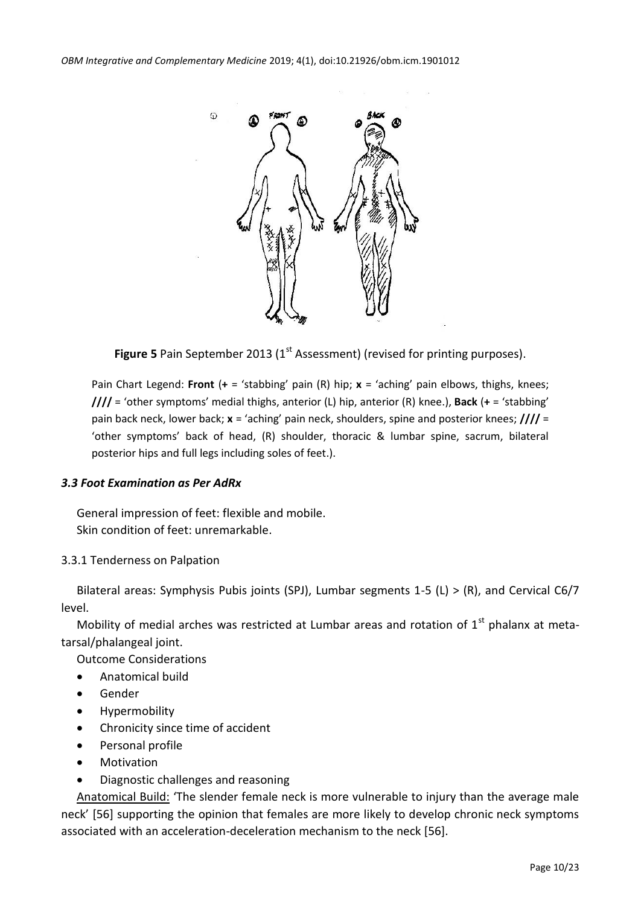**Figure 5** Pain September 2013 (1st Assessment) (revised for printing purposes).

Pain Chart Legend: **Front** (**+** = 'stabbing' pain (R) hip; **x** = 'aching' pain elbows, thighs, knees; **////** = 'other symptoms' medial thighs, anterior (L) hip, anterior (R) knee.), **Back** (**+** = 'stabbing' pain back neck, lower back; **x** = 'aching' pain neck, shoulders, spine and posterior knees; **////** = 'other symptoms' back of head, (R) shoulder, thoracic & lumbar spine, sacrum, bilateral posterior hips and full legs including soles of feet.).

### *3.3 Foot Examination as Per AdRx*

General impression of feet: flexible and mobile.
Skin condition of feet: unremarkable.

#### 3.3.1 Tenderness on Palpation

Bilateral areas: Symphysis Pubis joints (SPJ), Lumbar segments 1-5 (L) > (R), and Cervical C6/7 level.

Mobility of medial arches was restricted at Lumbar areas and rotation of 1st phalanx at meta-tarsal/phalangeal joint.

Outcome Considerations

- Anatomical build
- Gender
- Hypermobility
- Chronicity since time of accident
- Personal profile
- Motivation
- Diagnostic challenges and reasoning

Anatomical Build: 'The slender female neck is more vulnerable to injury than the average male neck' [56] supporting the opinion that females are more likely to develop chronic neck symptoms associated with an acceleration-deceleration mechanism to the neck [56].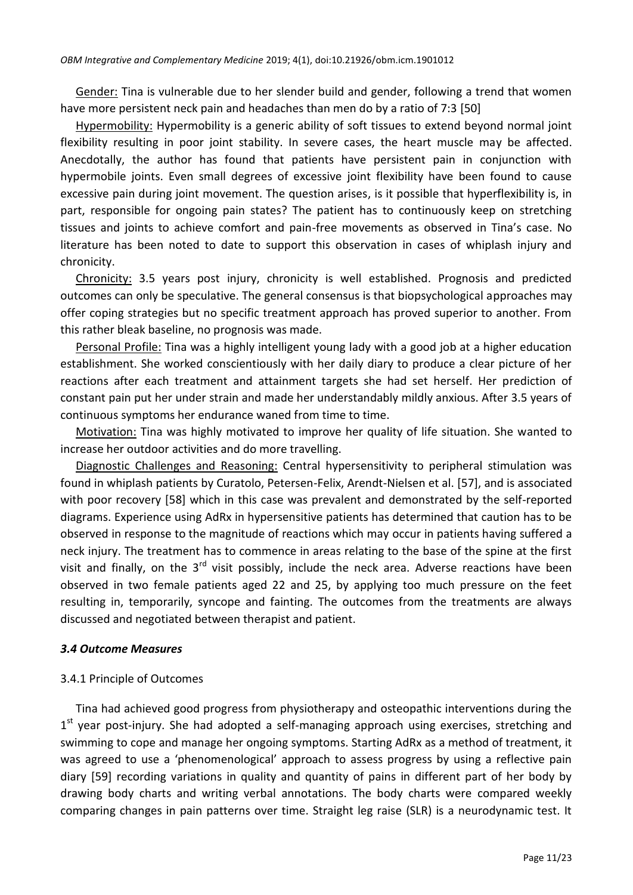Gender: Tina is vulnerable due to her slender build and gender, following a trend that women have more persistent neck pain and headaches than men do by a ratio of 7:3 [50]

Hypermobility: Hypermobility is a generic ability of soft tissues to extend beyond normal joint flexibility resulting in poor joint stability. In severe cases, the heart muscle may be affected. Anecdotally, the author has found that patients have persistent pain in conjunction with hypermobile joints. Even small degrees of excessive joint flexibility have been found to cause excessive pain during joint movement. The question arises, is it possible that hyperflexibility is, in part, responsible for ongoing pain states? The patient has to continuously keep on stretching tissues and joints to achieve comfort and pain-free movements as observed in Tina's case. No literature has been noted to date to support this observation in cases of whiplash injury and chronicity.

Chronicity: 3.5 years post injury, chronicity is well established. Prognosis and predicted outcomes can only be speculative. The general consensus is that biopsychological approaches may offer coping strategies but no specific treatment approach has proved superior to another. From this rather bleak baseline, no prognosis was made.

Personal Profile: Tina was a highly intelligent young lady with a good job at a higher education establishment. She worked conscientiously with her daily diary to produce a clear picture of her reactions after each treatment and attainment targets she had set herself. Her prediction of constant pain put her under strain and made her understandably mildly anxious. After 3.5 years of continuous symptoms her endurance waned from time to time.

Motivation: Tina was highly motivated to improve her quality of life situation. She wanted to increase her outdoor activities and do more travelling.

Diagnostic Challenges and Reasoning: Central hypersensitivity to peripheral stimulation was found in whiplash patients by Curatolo, Petersen-Felix, Arendt-Nielsen et al. [57], and is associated with poor recovery [58] which in this case was prevalent and demonstrated by the self-reported diagrams. Experience using AdRx in hypersensitive patients has determined that caution has to be observed in response to the magnitude of reactions which may occur in patients having suffered a neck injury. The treatment has to commence in areas relating to the base of the spine at the first visit and finally, on the 3rd visit possibly, include the neck area. Adverse reactions have been observed in two female patients aged 22 and 25, by applying too much pressure on the feet resulting in, temporarily, syncope and fainting. The outcomes from the treatments are always discussed and negotiated between therapist and patient.

### *3.4 Outcome Measures*

#### 3.4.1 Principle of Outcomes

Tina had achieved good progress from physiotherapy and osteopathic interventions during the 1st year post-injury. She had adopted a self-managing approach using exercises, stretching and swimming to cope and manage her ongoing symptoms. Starting AdRx as a method of treatment, it was agreed to use a 'phenomenological' approach to assess progress by using a reflective pain diary [59] recording variations in quality and quantity of pains in different part of her body by drawing body charts and writing verbal annotations. The body charts were compared weekly comparing changes in pain patterns over time. Straight leg raise (SLR) is a neurodynamic test. It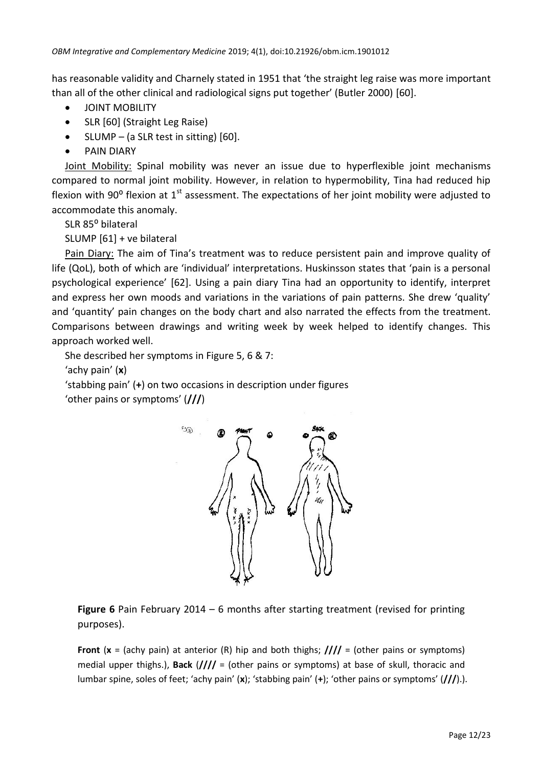has reasonable validity and Charnely stated in 1951 that 'the straight leg raise was more important than all of the other clinical and radiological signs put together' (Butler 2000) [60].

- JOINT MOBILITY
- SLR [60] (Straight Leg Raise)
- SLUMP – (a SLR test in sitting) [60].
- PAIN DIARY

Joint Mobility: Spinal mobility was never an issue due to hyperflexible joint mechanisms compared to normal joint mobility. However, in relation to hypermobility, Tina had reduced hip flexion with 90$^{o}$ flexion at 1$^{st}$ assessment. The expectations of her joint mobility were adjusted to accommodate this anomaly.

SLR 85$^{o}$ bilateral

SLUMP [61] + ve bilateral

Pain Diary: The aim of Tina's treatment was to reduce persistent pain and improve quality of life (QoL), both of which are 'individual' interpretations. Huskinsson states that 'pain is a personal psychological experience' [62]. Using a pain diary Tina had an opportunity to identify, interpret and express her own moods and variations in the variations of pain patterns. She drew 'quality' and 'quantity' pain changes on the body chart and also narrated the effects from the treatment. Comparisons between drawings and writing week by week helped to identify changes. This approach worked well.

She described her symptoms in Figure 5, 6 & 7:

'achy pain' (**x**)

'stabbing pain' (**+**) on two occasions in description under figures

'other pains or symptoms' (**///**)

**Figure 6** Pain February 2014 – 6 months after starting treatment (revised for printing purposes).

**Front** (**x** = (achy pain) at anterior (R) hip and both thighs; **////** = (other pains or symptoms) medial upper thighs.), **Back** (**////** = (other pains or symptoms) at base of skull, thoracic and lumbar spine, soles of feet; 'achy pain' (**x**); 'stabbing pain' (**+**); 'other pains or symptoms' (**///**).).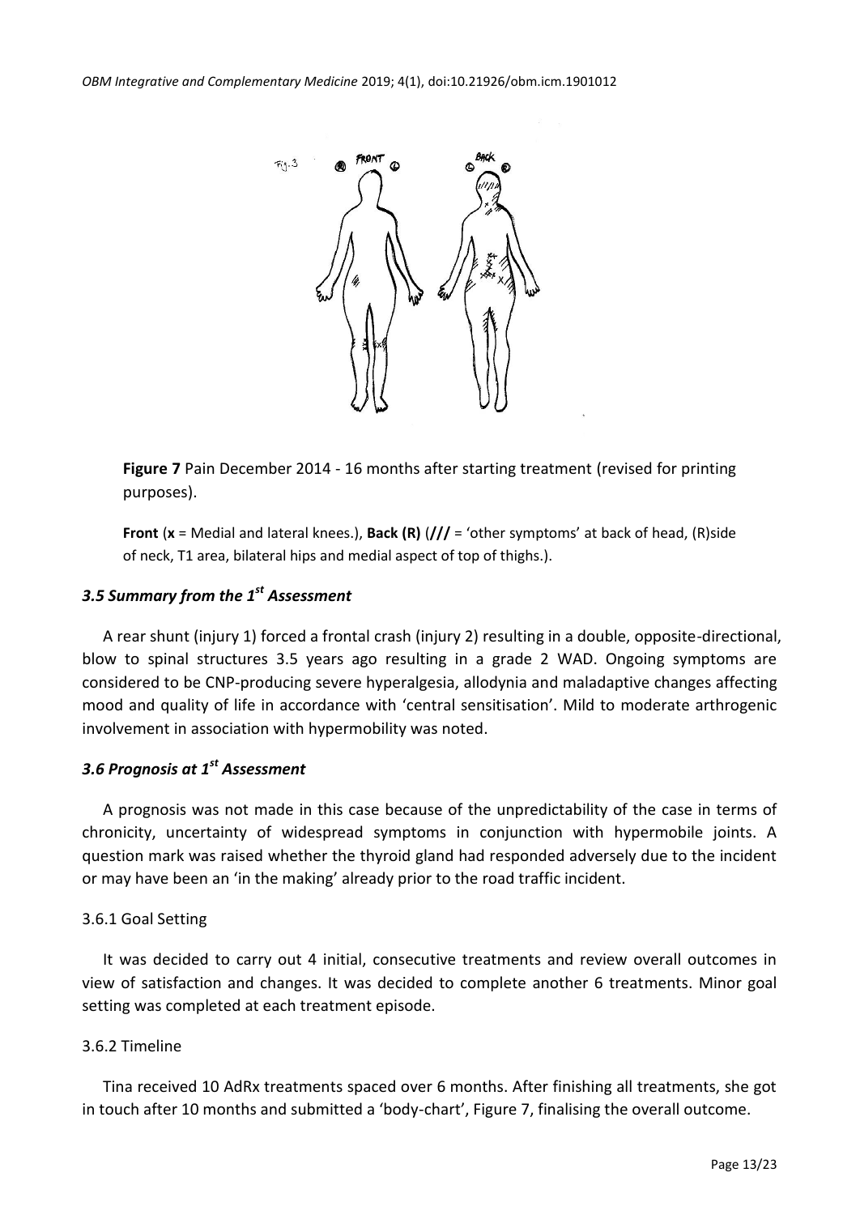**Figure 7** Pain December 2014 - 16 months after starting treatment (revised for printing purposes).

**Front** (**x** = Medial and lateral knees.), **Back (R)** (**///** = 'other symptoms' at back of head, (R)side of neck, T1 area, bilateral hips and medial aspect of top of thighs.).

### *3.5 Summary from the 1st Assessment*

A rear shunt (injury 1) forced a frontal crash (injury 2) resulting in a double, opposite-directional, blow to spinal structures 3.5 years ago resulting in a grade 2 WAD. Ongoing symptoms are considered to be CNP-producing severe hyperalgesia, allodynia and maladaptive changes affecting mood and quality of life in accordance with 'central sensitisation'. Mild to moderate arthrogenic involvement in association with hypermobility was noted.

### *3.6 Prognosis at 1st Assessment*

A prognosis was not made in this case because of the unpredictability of the case in terms of chronicity, uncertainty of widespread symptoms in conjunction with hypermobile joints. A question mark was raised whether the thyroid gland had responded adversely due to the incident or may have been an 'in the making' already prior to the road traffic incident.

#### 3.6.1 Goal Setting

It was decided to carry out 4 initial, consecutive treatments and review overall outcomes in view of satisfaction and changes. It was decided to complete another 6 treatments. Minor goal setting was completed at each treatment episode.

#### 3.6.2 Timeline

Tina received 10 AdRx treatments spaced over 6 months. After finishing all treatments, she got in touch after 10 months and submitted a 'body-chart', Figure 7, finalising the overall outcome.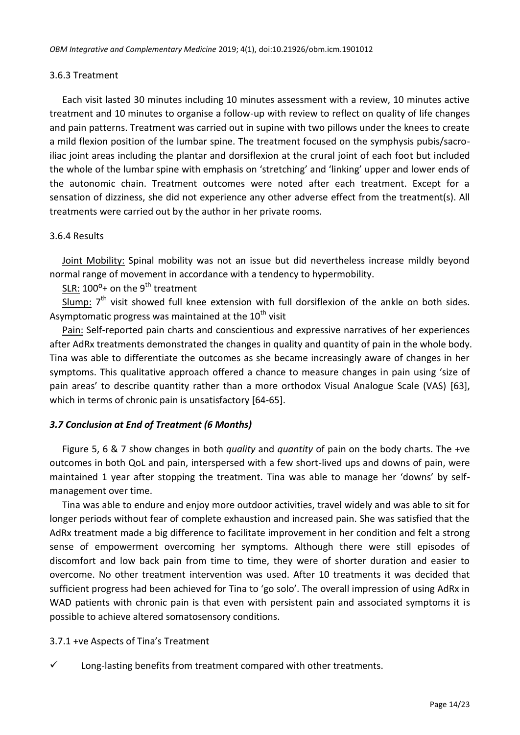### 3.6.3 Treatment

Each visit lasted 30 minutes including 10 minutes assessment with a review, 10 minutes active treatment and 10 minutes to organise a follow-up with review to reflect on quality of life changes and pain patterns. Treatment was carried out in supine with two pillows under the knees to create a mild flexion position of the lumbar spine. The treatment focused on the symphysis pubis/sacro-iliac joint areas including the plantar and dorsiflexion at the crural joint of each foot but included the whole of the lumbar spine with emphasis on 'stretching' and 'linking' upper and lower ends of the autonomic chain. Treatment outcomes were noted after each treatment. Except for a sensation of dizziness, she did not experience any other adverse effect from the treatment(s). All treatments were carried out by the author in her private rooms.

### 3.6.4 Results

Joint Mobility: Spinal mobility was not an issue but did nevertheless increase mildly beyond normal range of movement in accordance with a tendency to hypermobility.

SLR: $100^{o}$+ on the $9^{th}$ treatment

Slump: $7^{th}$ visit showed full knee extension with full dorsiflexion of the ankle on both sides. Asymptomatic progress was maintained at the $10^{th}$ visit

Pain: Self-reported pain charts and conscientious and expressive narratives of her experiences after AdRx treatments demonstrated the changes in quality and quantity of pain in the whole body. Tina was able to differentiate the outcomes as she became increasingly aware of changes in her symptoms. This qualitative approach offered a chance to measure changes in pain using 'size of pain areas' to describe quantity rather than a more orthodox Visual Analogue Scale (VAS) [63], which in terms of chronic pain is unsatisfactory [64-65].

## *3.7 Conclusion at End of Treatment (6 Months)*

Figure 5, 6 & 7 show changes in both *quality* and *quantity* of pain on the body charts. The +ve outcomes in both QoL and pain, interspersed with a few short-lived ups and downs of pain, were maintained 1 year after stopping the treatment. Tina was able to manage her 'downs' by self-management over time.

Tina was able to endure and enjoy more outdoor activities, travel widely and was able to sit for longer periods without fear of complete exhaustion and increased pain. She was satisfied that the AdRx treatment made a big difference to facilitate improvement in her condition and felt a strong sense of empowerment overcoming her symptoms. Although there were still episodes of discomfort and low back pain from time to time, they were of shorter duration and easier to overcome. No other treatment intervention was used. After 10 treatments it was decided that sufficient progress had been achieved for Tina to 'go solo'. The overall impression of using AdRx in WAD patients with chronic pain is that even with persistent pain and associated symptoms it is possible to achieve altered somatosensory conditions.

### 3.7.1 +ve Aspects of Tina's Treatment

- ✓ Long-lasting benefits from treatment compared with other treatments.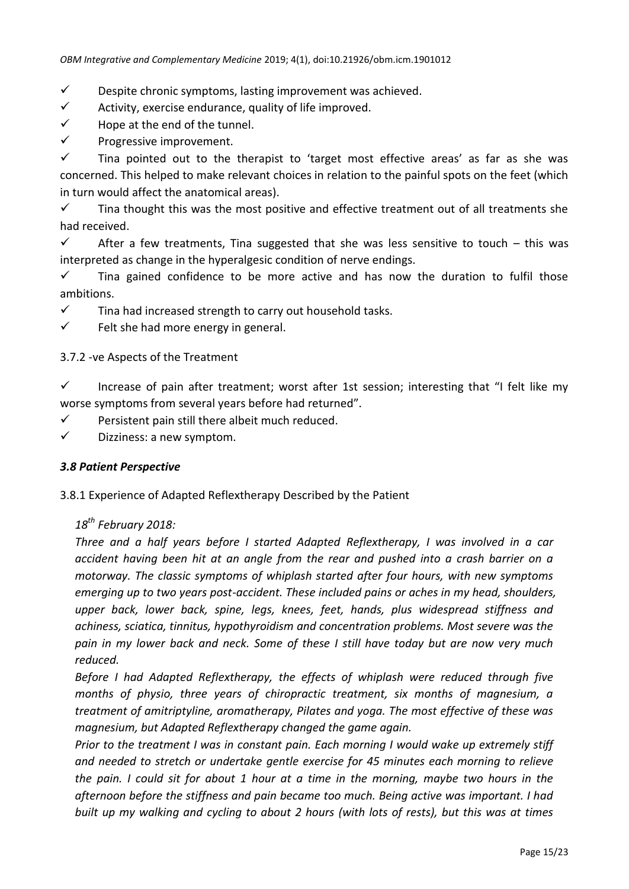- ✓ Despite chronic symptoms, lasting improvement was achieved.
- ✓ Activity, exercise endurance, quality of life improved.
- ✓ Hope at the end of the tunnel.
- ✓ Progressive improvement.
- ✓ Tina pointed out to the therapist to 'target most effective areas' as far as she was concerned. This helped to make relevant choices in relation to the painful spots on the feet (which in turn would affect the anatomical areas).
- ✓ Tina thought this was the most positive and effective treatment out of all treatments she had received.
- ✓ After a few treatments, Tina suggested that she was less sensitive to touch – this was interpreted as change in the hyperalgesic condition of nerve endings.
- ✓ Tina gained confidence to be more active and has now the duration to fulfil those ambitions.
- ✓ Tina had increased strength to carry out household tasks.
- ✓ Felt she had more energy in general.

3.7.2 -ve Aspects of the Treatment

- ✓ Increase of pain after treatment; worst after 1st session; interesting that "I felt like my worse symptoms from several years before had returned".
- ✓ Persistent pain still there albeit much reduced.
- ✓ Dizziness: a new symptom.

### *3.8 Patient Perspective*

3.8.1 Experience of Adapted Reflextherapy Described by the Patient

*18th February 2018:*

*Three and a half years before I started Adapted Reflextherapy, I was involved in a car accident having been hit at an angle from the rear and pushed into a crash barrier on a motorway. The classic symptoms of whiplash started after four hours, with new symptoms emerging up to two years post-accident. These included pains or aches in my head, shoulders, upper back, lower back, spine, legs, knees, feet, hands, plus widespread stiffness and achiness, sciatica, tinnitus, hypothyroidism and concentration problems. Most severe was the pain in my lower back and neck. Some of these I still have today but are now very much reduced.*

*Before I had Adapted Reflextherapy, the effects of whiplash were reduced through five months of physio, three years of chiropractic treatment, six months of magnesium, a treatment of amitriptyline, aromatherapy, Pilates and yoga. The most effective of these was magnesium, but Adapted Reflextherapy changed the game again.*

*Prior to the treatment I was in constant pain. Each morning I would wake up extremely stiff and needed to stretch or undertake gentle exercise for 45 minutes each morning to relieve the pain. I could sit for about 1 hour at a time in the morning, maybe two hours in the afternoon before the stiffness and pain became too much. Being active was important. I had built up my walking and cycling to about 2 hours (with lots of rests), but this was at times*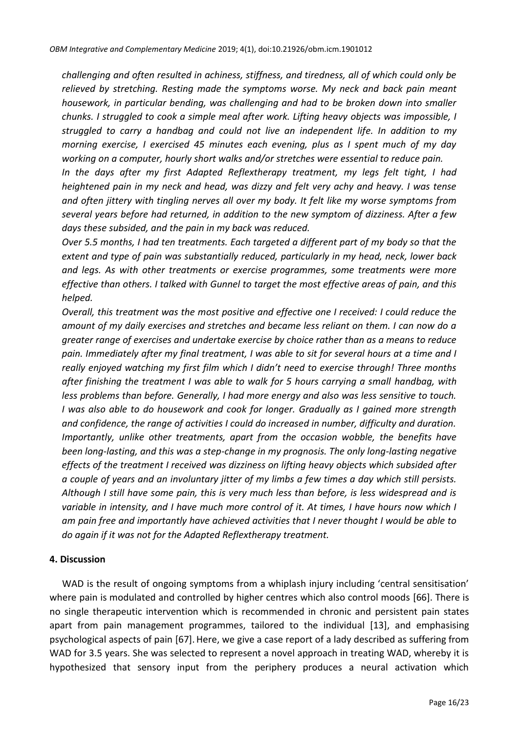*challenging and often resulted in achiness, stiffness, and tiredness, all of which could only be relieved by stretching. Resting made the symptoms worse. My neck and back pain meant housework, in particular bending, was challenging and had to be broken down into smaller chunks. I struggled to cook a simple meal after work. Lifting heavy objects was impossible, I struggled to carry a handbag and could not live an independent life. In addition to my morning exercise, I exercised 45 minutes each evening, plus as I spent much of my day working on a computer, hourly short walks and/or stretches were essential to reduce pain.*

*In the days after my first Adapted Reflextherapy treatment, my legs felt tight, I had heightened pain in my neck and head, was dizzy and felt very achy and heavy. I was tense and often jittery with tingling nerves all over my body. It felt like my worse symptoms from several years before had returned, in addition to the new symptom of dizziness. After a few days these subsided, and the pain in my back was reduced.*

*Over 5.5 months, I had ten treatments. Each targeted a different part of my body so that the extent and type of pain was substantially reduced, particularly in my head, neck, lower back and legs. As with other treatments or exercise programmes, some treatments were more effective than others. I talked with Gunnel to target the most effective areas of pain, and this helped.*

*Overall, this treatment was the most positive and effective one I received: I could reduce the amount of my daily exercises and stretches and became less reliant on them. I can now do a greater range of exercises and undertake exercise by choice rather than as a means to reduce pain. Immediately after my final treatment, I was able to sit for several hours at a time and I really enjoyed watching my first film which I didn't need to exercise through! Three months after finishing the treatment I was able to walk for 5 hours carrying a small handbag, with less problems than before. Generally, I had more energy and also was less sensitive to touch. I was also able to do housework and cook for longer. Gradually as I gained more strength and confidence, the range of activities I could do increased in number, difficulty and duration. Importantly, unlike other treatments, apart from the occasion wobble, the benefits have been long-lasting, and this was a step-change in my prognosis. The only long-lasting negative effects of the treatment I received was dizziness on lifting heavy objects which subsided after a couple of years and an involuntary jitter of my limbs a few times a day which still persists. Although I still have some pain, this is very much less than before, is less widespread and is variable in intensity, and I have much more control of it. At times, I have hours now which I am pain free and importantly have achieved activities that I never thought I would be able to do again if it was not for the Adapted Reflextherapy treatment.*

## 4. Discussion

WAD is the result of ongoing symptoms from a whiplash injury including 'central sensitisation' where pain is modulated and controlled by higher centres which also control moods [66]. There is no single therapeutic intervention which is recommended in chronic and persistent pain states apart from pain management programmes, tailored to the individual [13], and emphasising psychological aspects of pain [67]. Here, we give a case report of a lady described as suffering from WAD for 3.5 years. She was selected to represent a novel approach in treating WAD, whereby it is hypothesized that sensory input from the periphery produces a neural activation which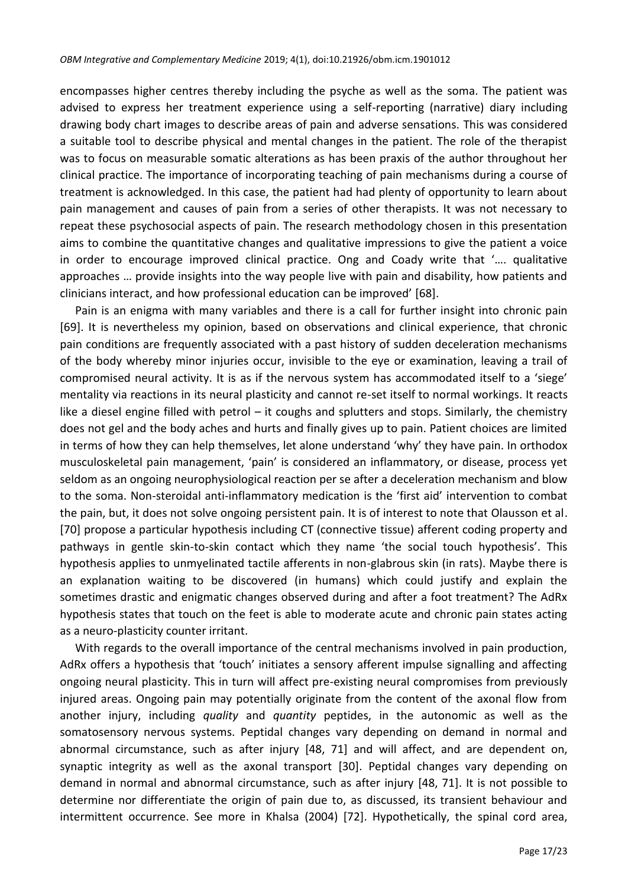encompasses higher centres thereby including the psyche as well as the soma. The patient was advised to express her treatment experience using a self-reporting (narrative) diary including drawing body chart images to describe areas of pain and adverse sensations. This was considered a suitable tool to describe physical and mental changes in the patient. The role of the therapist was to focus on measurable somatic alterations as has been praxis of the author throughout her clinical practice. The importance of incorporating teaching of pain mechanisms during a course of treatment is acknowledged. In this case, the patient had had plenty of opportunity to learn about pain management and causes of pain from a series of other therapists. It was not necessary to repeat these psychosocial aspects of pain. The research methodology chosen in this presentation aims to combine the quantitative changes and qualitative impressions to give the patient a voice in order to encourage improved clinical practice. Ong and Coady write that '…. qualitative approaches … provide insights into the way people live with pain and disability, how patients and clinicians interact, and how professional education can be improved' [68].

Pain is an enigma with many variables and there is a call for further insight into chronic pain [69]. It is nevertheless my opinion, based on observations and clinical experience, that chronic pain conditions are frequently associated with a past history of sudden deceleration mechanisms of the body whereby minor injuries occur, invisible to the eye or examination, leaving a trail of compromised neural activity. It is as if the nervous system has accommodated itself to a 'siege' mentality via reactions in its neural plasticity and cannot re-set itself to normal workings. It reacts like a diesel engine filled with petrol – it coughs and splutters and stops. Similarly, the chemistry does not gel and the body aches and hurts and finally gives up to pain. Patient choices are limited in terms of how they can help themselves, let alone understand 'why' they have pain. In orthodox musculoskeletal pain management, 'pain' is considered an inflammatory, or disease, process yet seldom as an ongoing neurophysiological reaction per se after a deceleration mechanism and blow to the soma. Non-steroidal anti-inflammatory medication is the 'first aid' intervention to combat the pain, but, it does not solve ongoing persistent pain. It is of interest to note that Olausson et al. [70] propose a particular hypothesis including CT (connective tissue) afferent coding property and pathways in gentle skin-to-skin contact which they name 'the social touch hypothesis'. This hypothesis applies to unmyelinated tactile afferents in non-glabrous skin (in rats). Maybe there is an explanation waiting to be discovered (in humans) which could justify and explain the sometimes drastic and enigmatic changes observed during and after a foot treatment? The AdRx hypothesis states that touch on the feet is able to moderate acute and chronic pain states acting as a neuro-plasticity counter irritant.

With regards to the overall importance of the central mechanisms involved in pain production, AdRx offers a hypothesis that 'touch' initiates a sensory afferent impulse signalling and affecting ongoing neural plasticity. This in turn will affect pre-existing neural compromises from previously injured areas. Ongoing pain may potentially originate from the content of the axonal flow from another injury, including *quality* and *quantity* peptides, in the autonomic as well as the somatosensory nervous systems. Peptidal changes vary depending on demand in normal and abnormal circumstance, such as after injury [48, 71] and will affect, and are dependent on, synaptic integrity as well as the axonal transport [30]. Peptidal changes vary depending on demand in normal and abnormal circumstance, such as after injury [48, 71]. It is not possible to determine nor differentiate the origin of pain due to, as discussed, its transient behaviour and intermittent occurrence. See more in Khalsa (2004) [72]. Hypothetically, the spinal cord area,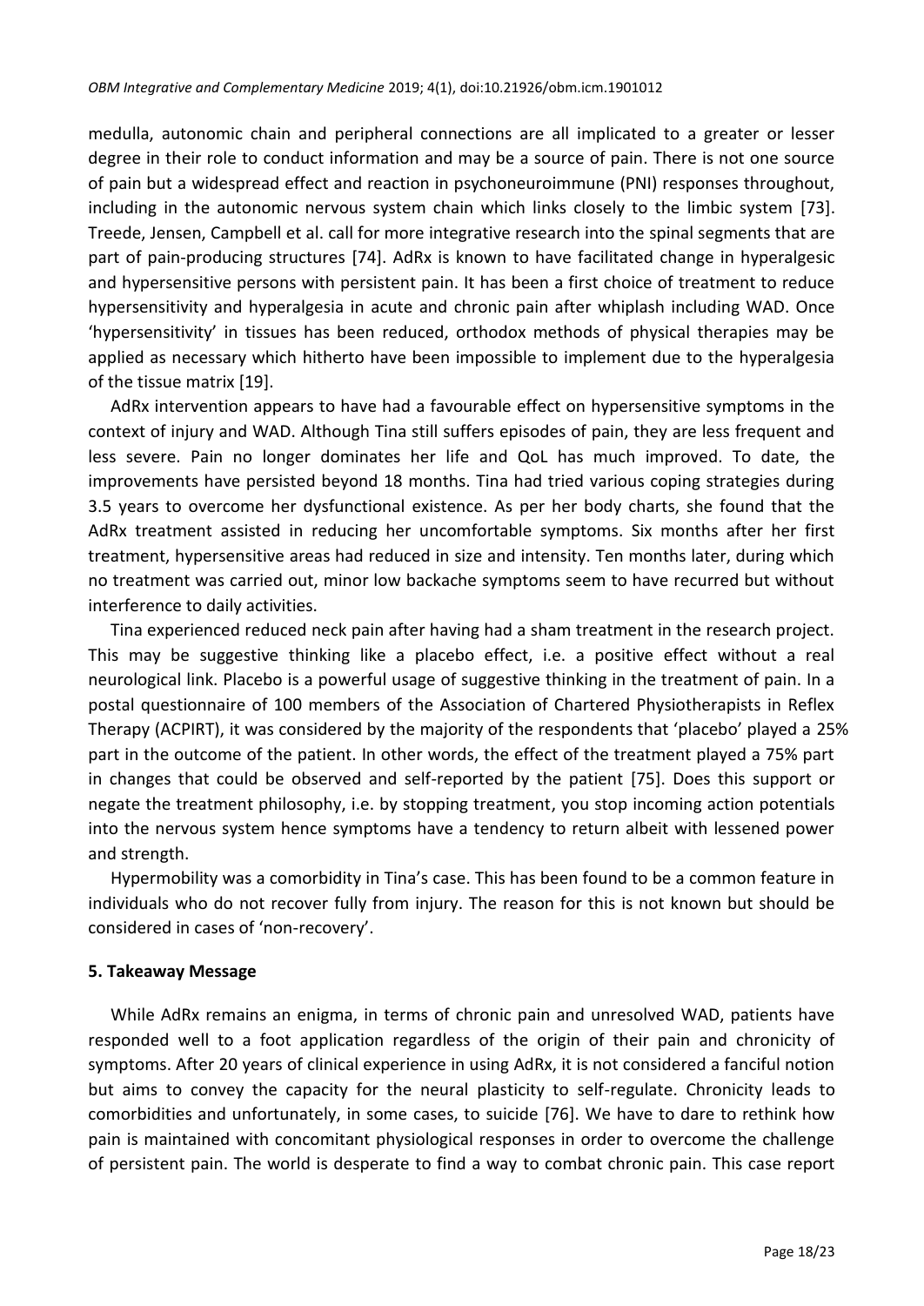medulla, autonomic chain and peripheral connections are all implicated to a greater or lesser degree in their role to conduct information and may be a source of pain. There is not one source of pain but a widespread effect and reaction in psychoneuroimmune (PNI) responses throughout, including in the autonomic nervous system chain which links closely to the limbic system [73]. Treede, Jensen, Campbell et al. call for more integrative research into the spinal segments that are part of pain-producing structures [74]. AdRx is known to have facilitated change in hyperalgesic and hypersensitive persons with persistent pain. It has been a first choice of treatment to reduce hypersensitivity and hyperalgesia in acute and chronic pain after whiplash including WAD. Once 'hypersensitivity' in tissues has been reduced, orthodox methods of physical therapies may be applied as necessary which hitherto have been impossible to implement due to the hyperalgesia of the tissue matrix [19].

AdRx intervention appears to have had a favourable effect on hypersensitive symptoms in the context of injury and WAD. Although Tina still suffers episodes of pain, they are less frequent and less severe. Pain no longer dominates her life and QoL has much improved. To date, the improvements have persisted beyond 18 months. Tina had tried various coping strategies during 3.5 years to overcome her dysfunctional existence. As per her body charts, she found that the AdRx treatment assisted in reducing her uncomfortable symptoms. Six months after her first treatment, hypersensitive areas had reduced in size and intensity. Ten months later, during which no treatment was carried out, minor low backache symptoms seem to have recurred but without interference to daily activities.

Tina experienced reduced neck pain after having had a sham treatment in the research project. This may be suggestive thinking like a placebo effect, i.e. a positive effect without a real neurological link. Placebo is a powerful usage of suggestive thinking in the treatment of pain. In a postal questionnaire of 100 members of the Association of Chartered Physiotherapists in Reflex Therapy (ACPIRT), it was considered by the majority of the respondents that 'placebo' played a 25% part in the outcome of the patient. In other words, the effect of the treatment played a 75% part in changes that could be observed and self-reported by the patient [75]. Does this support or negate the treatment philosophy, i.e. by stopping treatment, you stop incoming action potentials into the nervous system hence symptoms have a tendency to return albeit with lessened power and strength.

Hypermobility was a comorbidity in Tina's case. This has been found to be a common feature in individuals who do not recover fully from injury. The reason for this is not known but should be considered in cases of 'non-recovery'.

## 5. Takeaway Message

While AdRx remains an enigma, in terms of chronic pain and unresolved WAD, patients have responded well to a foot application regardless of the origin of their pain and chronicity of symptoms. After 20 years of clinical experience in using AdRx, it is not considered a fanciful notion but aims to convey the capacity for the neural plasticity to self-regulate. Chronicity leads to comorbidities and unfortunately, in some cases, to suicide [76]. We have to dare to rethink how pain is maintained with concomitant physiological responses in order to overcome the challenge of persistent pain. The world is desperate to find a way to combat chronic pain. This case report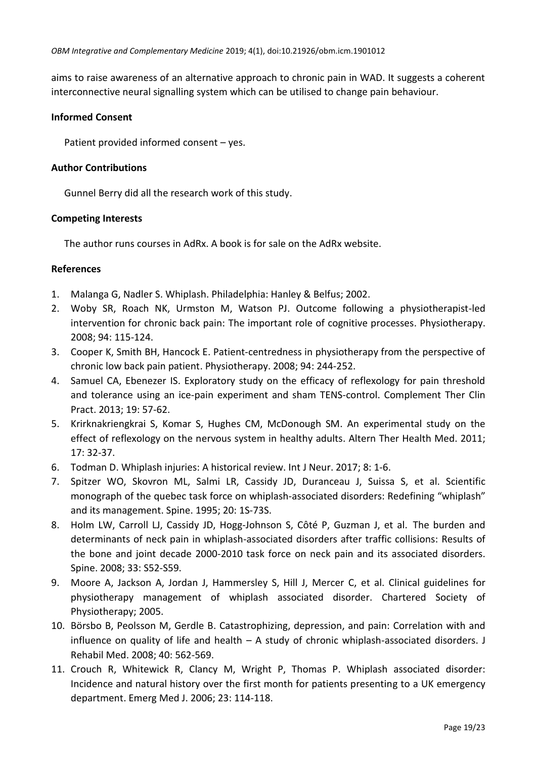aims to raise awareness of an alternative approach to chronic pain in WAD. It suggests a coherent interconnective neural signalling system which can be utilised to change pain behaviour.

## Informed Consent

Patient provided informed consent – yes.

## Author Contributions

Gunnel Berry did all the research work of this study.

## Competing Interests

The author runs courses in AdRx. A book is for sale on the AdRx website.

## References

1. Malanga G, Nadler S. Whiplash. Philadelphia: Hanley & Belfus; 2002.
2. Woby SR, Roach NK, Urmston M, Watson PJ. Outcome following a physiotherapist-led intervention for chronic back pain: The important role of cognitive processes. Physiotherapy. 2008; 94: 115-124.
3. Cooper K, Smith BH, Hancock E. Patient-centredness in physiotherapy from the perspective of chronic low back pain patient. Physiotherapy. 2008; 94: 244-252.
4. Samuel CA, Ebenezer IS. Exploratory study on the efficacy of reflexology for pain threshold and tolerance using an ice-pain experiment and sham TENS-control. Complement Ther Clin Pract. 2013; 19: 57-62.
5. Krirknakriengkrai S, Komar S, Hughes CM, McDonough SM. An experimental study on the effect of reflexology on the nervous system in healthy adults. Altern Ther Health Med. 2011; 17: 32-37.
6. Todman D. Whiplash injuries: A historical review. Int J Neur. 2017; 8: 1-6.
7. Spitzer WO, Skovron ML, Salmi LR, Cassidy JD, Duranceau J, Suissa S, et al. Scientific monograph of the quebec task force on whiplash-associated disorders: Redefining "whiplash" and its management. Spine. 1995; 20: 1S-73S.
8. Holm LW, Carroll LJ, Cassidy JD, Hogg-Johnson S, Côté P, Guzman J, et al. The burden and determinants of neck pain in whiplash-associated disorders after traffic collisions: Results of the bone and joint decade 2000-2010 task force on neck pain and its associated disorders. Spine. 2008; 33: S52-S59.
9. Moore A, Jackson A, Jordan J, Hammersley S, Hill J, Mercer C, et al. Clinical guidelines for physiotherapy management of whiplash associated disorder. Chartered Society of Physiotherapy; 2005.
10. Börsbo B, Peolsson M, Gerdle B. Catastrophizing, depression, and pain: Correlation with and influence on quality of life and health – A study of chronic whiplash-associated disorders. J Rehabil Med. 2008; 40: 562-569.
11. Crouch R, Whitewick R, Clancy M, Wright P, Thomas P. Whiplash associated disorder: Incidence and natural history over the first month for patients presenting to a UK emergency department. Emerg Med J. 2006; 23: 114-118.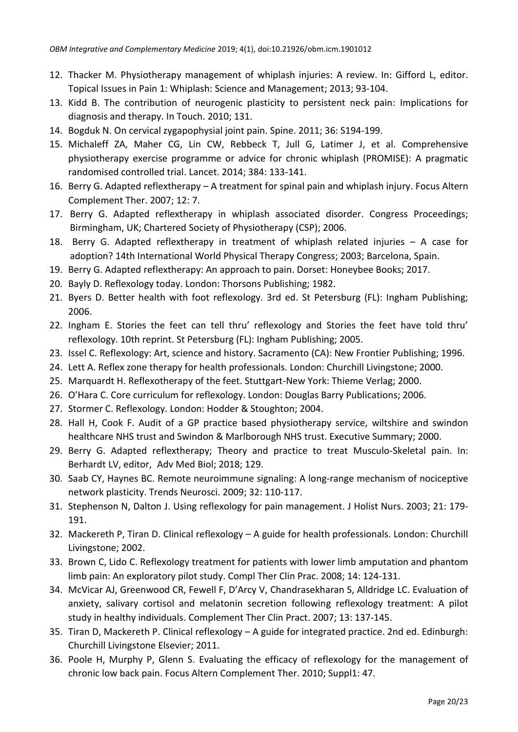12. Thacker M. Physiotherapy management of whiplash injuries: A review. In: Gifford L, editor. Topical Issues in Pain 1: Whiplash: Science and Management; 2013; 93-104.
13. Kidd B. The contribution of neurogenic plasticity to persistent neck pain: Implications for diagnosis and therapy. In Touch. 2010; 131.
14. Bogduk N. On cervical zygapophysial joint pain. Spine. 2011; 36: S194-199.
15. Michaleff ZA, Maher CG, Lin CW, Rebbeck T, Jull G, Latimer J, et al. Comprehensive physiotherapy exercise programme or advice for chronic whiplash (PROMISE): A pragmatic randomised controlled trial. Lancet. 2014; 384: 133-141.
16. Berry G. Adapted reflextherapy – A treatment for spinal pain and whiplash injury. Focus Altern Complement Ther. 2007; 12: 7.
17. Berry G. Adapted reflextherapy in whiplash associated disorder. Congress Proceedings; Birmingham, UK; Chartered Society of Physiotherapy (CSP); 2006.
18. Berry G. Adapted reflextherapy in treatment of whiplash related injuries – A case for adoption? 14th International World Physical Therapy Congress; 2003; Barcelona, Spain.
19. Berry G. Adapted reflextherapy: An approach to pain. Dorset: Honeybee Books; 2017.
20. Bayly D. Reflexology today. London: Thorsons Publishing; 1982.
21. Byers D. Better health with foot reflexology. 3rd ed. St Petersburg (FL): Ingham Publishing; 2006.
22. Ingham E. Stories the feet can tell thru' reflexology and Stories the feet have told thru' reflexology. 10th reprint. St Petersburg (FL): Ingham Publishing; 2005.
23. Issel C. Reflexology: Art, science and history. Sacramento (CA): New Frontier Publishing; 1996.
24. Lett A. Reflex zone therapy for health professionals. London: Churchill Livingstone; 2000.
25. Marquardt H. Reflexotherapy of the feet. Stuttgart-New York: Thieme Verlag; 2000.
26. O'Hara C. Core curriculum for reflexology. London: Douglas Barry Publications; 2006.
27. Stormer C. Reflexology. London: Hodder & Stoughton; 2004.
28. Hall H, Cook F. Audit of a GP practice based physiotherapy service, wiltshire and swindon healthcare NHS trust and Swindon & Marlborough NHS trust. Executive Summary; 2000.
29. Berry G. Adapted reflextherapy; Theory and practice to treat Musculo-Skeletal pain. In: Berhardt LV, editor, Adv Med Biol; 2018; 129.
30. Saab CY, Haynes BC. Remote neuroimmune signaling: A long-range mechanism of nociceptive network plasticity. Trends Neurosci. 2009; 32: 110-117.
31. Stephenson N, Dalton J. Using reflexology for pain management. J Holist Nurs. 2003; 21: 179-191.
32. Mackereth P, Tiran D. Clinical reflexology – A guide for health professionals. London: Churchill Livingstone; 2002.
33. Brown C, Lido C. Reflexology treatment for patients with lower limb amputation and phantom limb pain: An exploratory pilot study. Compl Ther Clin Prac. 2008; 14: 124-131.
34. McVicar AJ, Greenwood CR, Fewell F, D'Arcy V, Chandrasekharan S, Alldridge LC. Evaluation of anxiety, salivary cortisol and melatonin secretion following reflexology treatment: A pilot study in healthy individuals. Complement Ther Clin Pract. 2007; 13: 137-145.
35. Tiran D, Mackereth P. Clinical reflexology – A guide for integrated practice. 2nd ed. Edinburgh: Churchill Livingstone Elsevier; 2011.
36. Poole H, Murphy P, Glenn S. Evaluating the efficacy of reflexology for the management of chronic low back pain. Focus Altern Complement Ther. 2010; Suppl1: 47.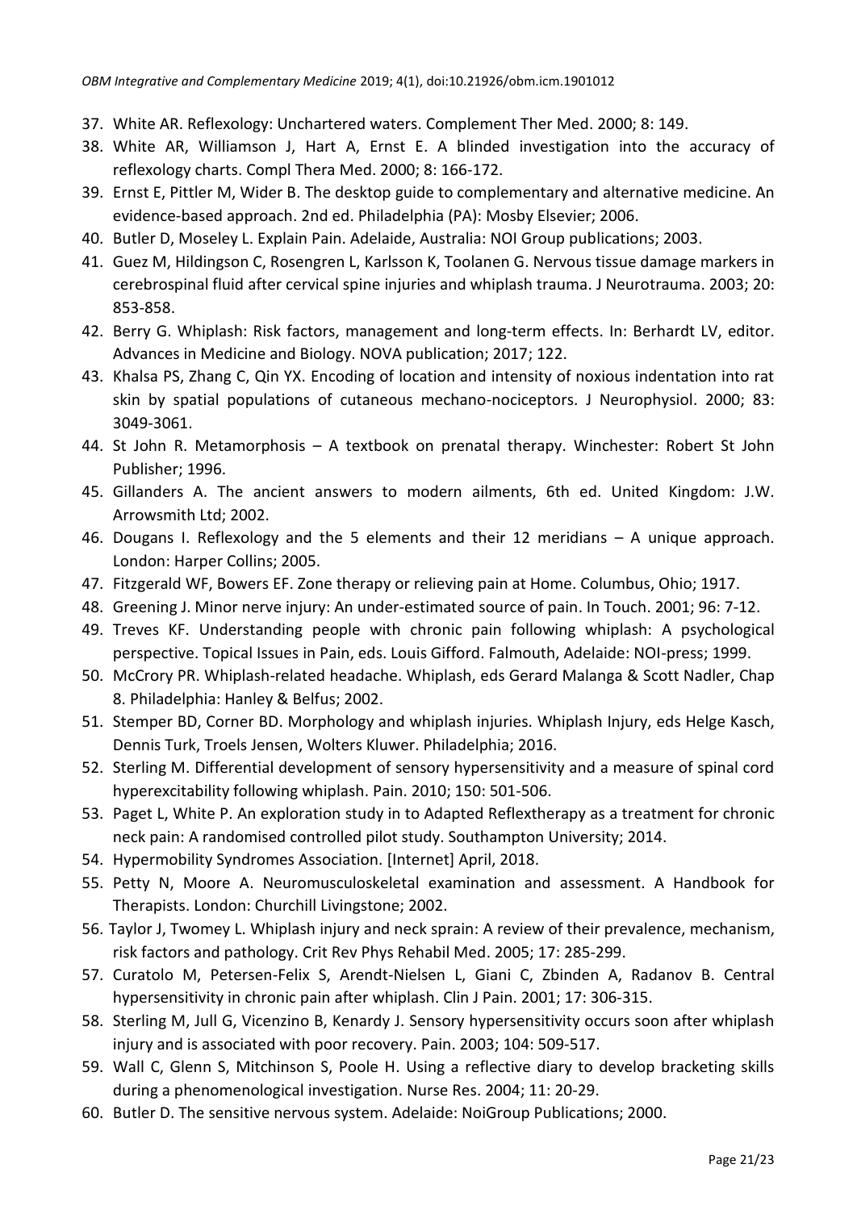37. White AR. Reflexology: Unchartered waters. Complement Ther Med. 2000; 8: 149.
38. White AR, Williamson J, Hart A, Ernst E. A blinded investigation into the accuracy of reflexology charts. Compl Thera Med. 2000; 8: 166-172.
39. Ernst E, Pittler M, Wider B. The desktop guide to complementary and alternative medicine. An evidence-based approach. 2nd ed. Philadelphia (PA): Mosby Elsevier; 2006.
40. Butler D, Moseley L. Explain Pain. Adelaide, Australia: NOI Group publications; 2003.
41. Guez M, Hildingson C, Rosengren L, Karlsson K, Toolanen G. Nervous tissue damage markers in cerebrospinal fluid after cervical spine injuries and whiplash trauma. J Neurotrauma. 2003; 20: 853-858.
42. Berry G. Whiplash: Risk factors, management and long-term effects. In: Berhardt LV, editor. Advances in Medicine and Biology. NOVA publication; 2017; 122.
43. Khalsa PS, Zhang C, Qin YX. Encoding of location and intensity of noxious indentation into rat skin by spatial populations of cutaneous mechano-nociceptors. J Neurophysiol. 2000; 83: 3049-3061.
44. St John R. Metamorphosis – A textbook on prenatal therapy. Winchester: Robert St John Publisher; 1996.
45. Gillanders A. The ancient answers to modern ailments, 6th ed. United Kingdom: J.W. Arrowsmith Ltd; 2002.
46. Dougans I. Reflexology and the 5 elements and their 12 meridians – A unique approach. London: Harper Collins; 2005.
47. Fitzgerald WF, Bowers EF. Zone therapy or relieving pain at Home. Columbus, Ohio; 1917.
48. Greening J. Minor nerve injury: An under-estimated source of pain. In Touch. 2001; 96: 7-12.
49. Treves KF. Understanding people with chronic pain following whiplash: A psychological perspective. Topical Issues in Pain, eds. Louis Gifford. Falmouth, Adelaide: NOI-press; 1999.
50. McCrory PR. Whiplash-related headache. Whiplash, eds Gerard Malanga & Scott Nadler, Chap 8. Philadelphia: Hanley & Belfus; 2002.
51. Stemper BD, Corner BD. Morphology and whiplash injuries. Whiplash Injury, eds Helge Kasch, Dennis Turk, Troels Jensen, Wolters Kluwer. Philadelphia; 2016.
52. Sterling M. Differential development of sensory hypersensitivity and a measure of spinal cord hyperexcitability following whiplash. Pain. 2010; 150: 501-506.
53. Paget L, White P. An exploration study in to Adapted Reflextherapy as a treatment for chronic neck pain: A randomised controlled pilot study. Southampton University; 2014.
54. Hypermobility Syndromes Association. [Internet] April, 2018.
55. Petty N, Moore A. Neuromusculoskeletal examination and assessment. A Handbook for Therapists. London: Churchill Livingstone; 2002.
56. Taylor J, Twomey L. Whiplash injury and neck sprain: A review of their prevalence, mechanism, risk factors and pathology. Crit Rev Phys Rehabil Med. 2005; 17: 285-299.
57. Curatolo M, Petersen-Felix S, Arendt-Nielsen L, Giani C, Zbinden A, Radanov B. Central hypersensitivity in chronic pain after whiplash. Clin J Pain. 2001; 17: 306-315.
58. Sterling M, Jull G, Vicenzino B, Kenardy J. Sensory hypersensitivity occurs soon after whiplash injury and is associated with poor recovery. Pain. 2003; 104: 509-517.
59. Wall C, Glenn S, Mitchinson S, Poole H. Using a reflective diary to develop bracketing skills during a phenomenological investigation. Nurse Res. 2004; 11: 20-29.
60. Butler D. The sensitive nervous system. Adelaide: NoiGroup Publications; 2000.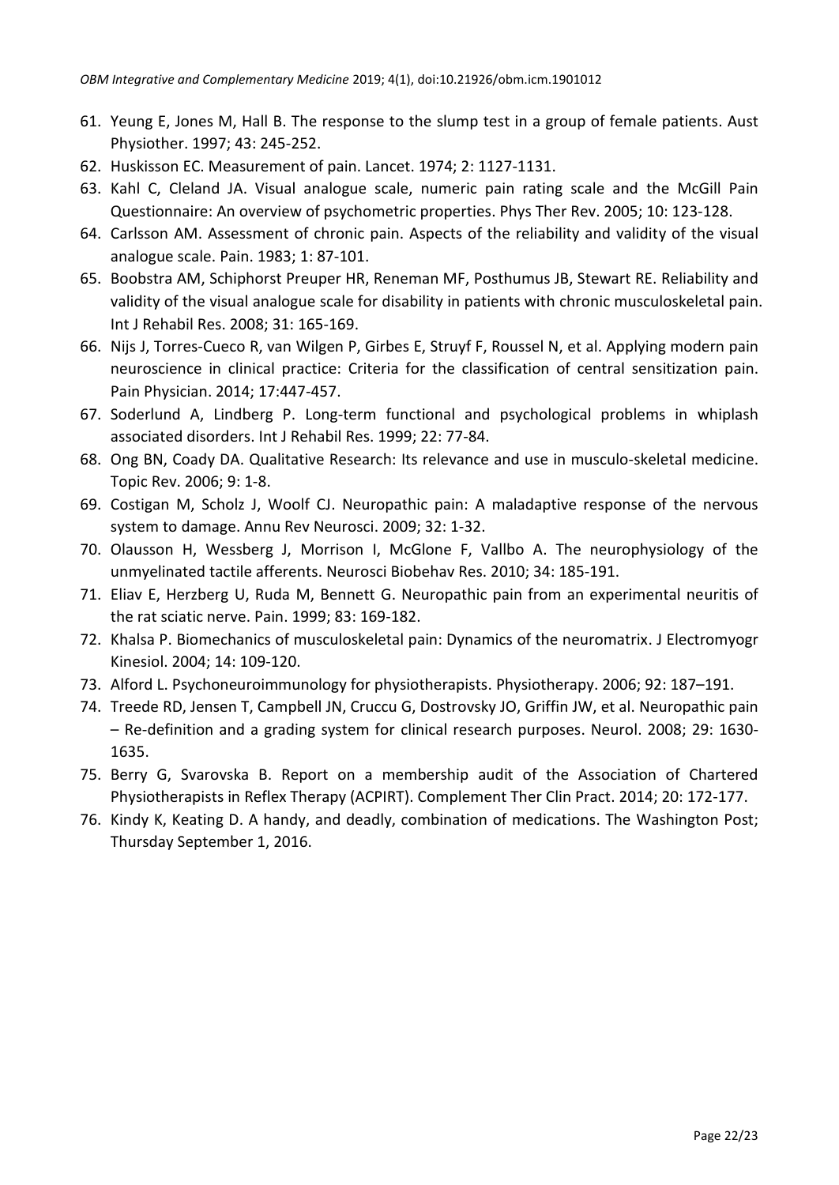61. Yeung E, Jones M, Hall B. The response to the slump test in a group of female patients. Aust Physiother. 1997; 43: 245-252.
62. Huskisson EC. Measurement of pain. Lancet. 1974; 2: 1127-1131.
63. Kahl C, Cleland JA. Visual analogue scale, numeric pain rating scale and the McGill Pain Questionnaire: An overview of psychometric properties. Phys Ther Rev. 2005; 10: 123-128.
64. Carlsson AM. Assessment of chronic pain. Aspects of the reliability and validity of the visual analogue scale. Pain. 1983; 1: 87-101.
65. Boobstra AM, Schiphorst Preuper HR, Reneman MF, Posthumus JB, Stewart RE. Reliability and validity of the visual analogue scale for disability in patients with chronic musculoskeletal pain. Int J Rehabil Res. 2008; 31: 165-169.
66. Nijs J, Torres-Cueco R, van Wilgen P, Girbes E, Struyf F, Roussel N, et al. Applying modern pain neuroscience in clinical practice: Criteria for the classification of central sensitization pain. Pain Physician. 2014; 17:447-457.
67. Soderlund A, Lindberg P. Long-term functional and psychological problems in whiplash associated disorders. Int J Rehabil Res. 1999; 22: 77-84.
68. Ong BN, Coady DA. Qualitative Research: Its relevance and use in musculo-skeletal medicine. Topic Rev. 2006; 9: 1-8.
69. Costigan M, Scholz J, Woolf CJ. Neuropathic pain: A maladaptive response of the nervous system to damage. Annu Rev Neurosci. 2009; 32: 1-32.
70. Olausson H, Wessberg J, Morrison I, McGlone F, Vallbo A. The neurophysiology of the unmyelinated tactile afferents. Neurosci Biobehav Res. 2010; 34: 185-191.
71. Eliav E, Herzberg U, Ruda M, Bennett G. Neuropathic pain from an experimental neuritis of the rat sciatic nerve. Pain. 1999; 83: 169-182.
72. Khalsa P. Biomechanics of musculoskeletal pain: Dynamics of the neuromatrix. J Electromyogr Kinesiol. 2004; 14: 109-120.
73. Alford L. Psychoneuroimmunology for physiotherapists. Physiotherapy. 2006; 92: 187–191.
74. Treede RD, Jensen T, Campbell JN, Cruccu G, Dostrovsky JO, Griffin JW, et al. Neuropathic pain – Re-definition and a grading system for clinical research purposes. Neurol. 2008; 29: 1630-1635.
75. Berry G, Svarovska B. Report on a membership audit of the Association of Chartered Physiotherapists in Reflex Therapy (ACPIRT). Complement Ther Clin Pract. 2014; 20: 172-177.
76. Kindy K, Keating D. A handy, and deadly, combination of medications. The Washington Post; Thursday September 1, 2016.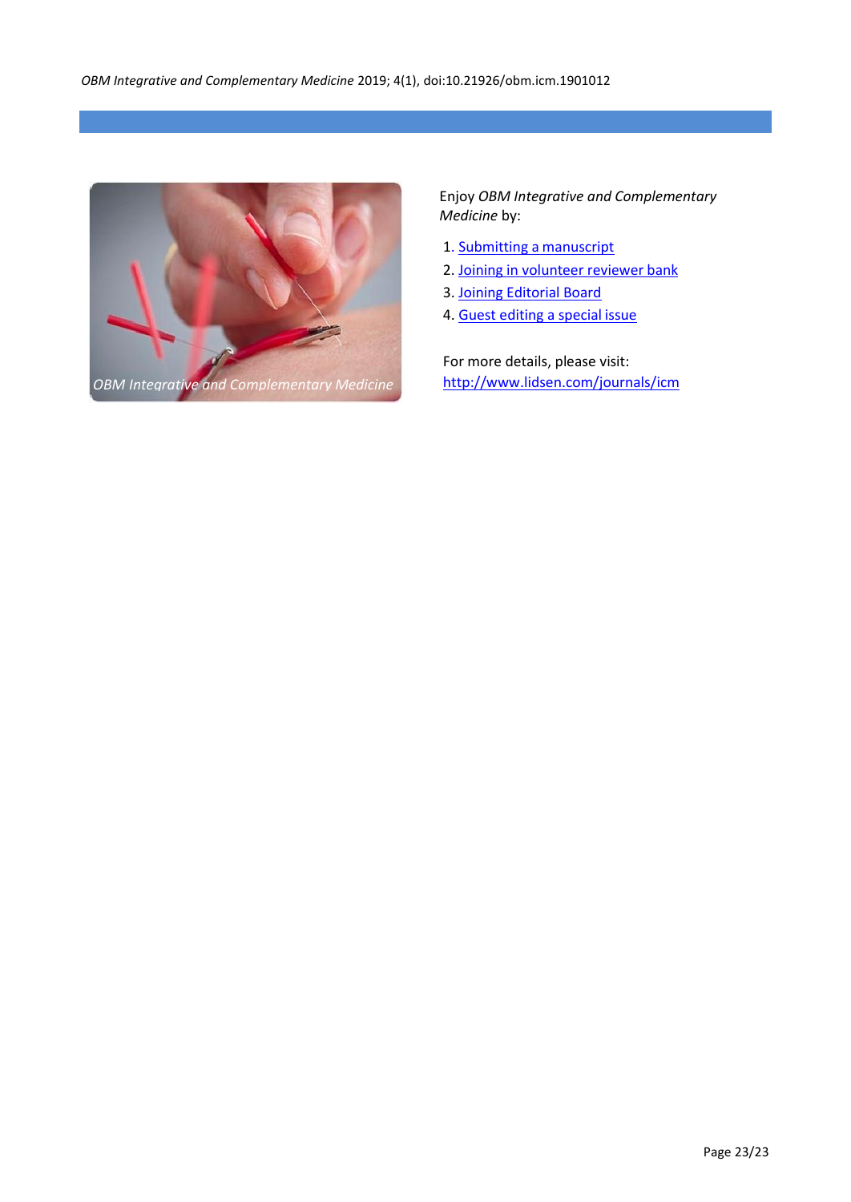Enjoy *OBM Integrative and Complementary Medicine* by:

1. Submitting a manuscript
2. Joining in volunteer reviewer bank
3. Joining Editorial Board
4. Guest editing a special issue

For more details, please visit:
http://www.lidsen.com/journals/icm